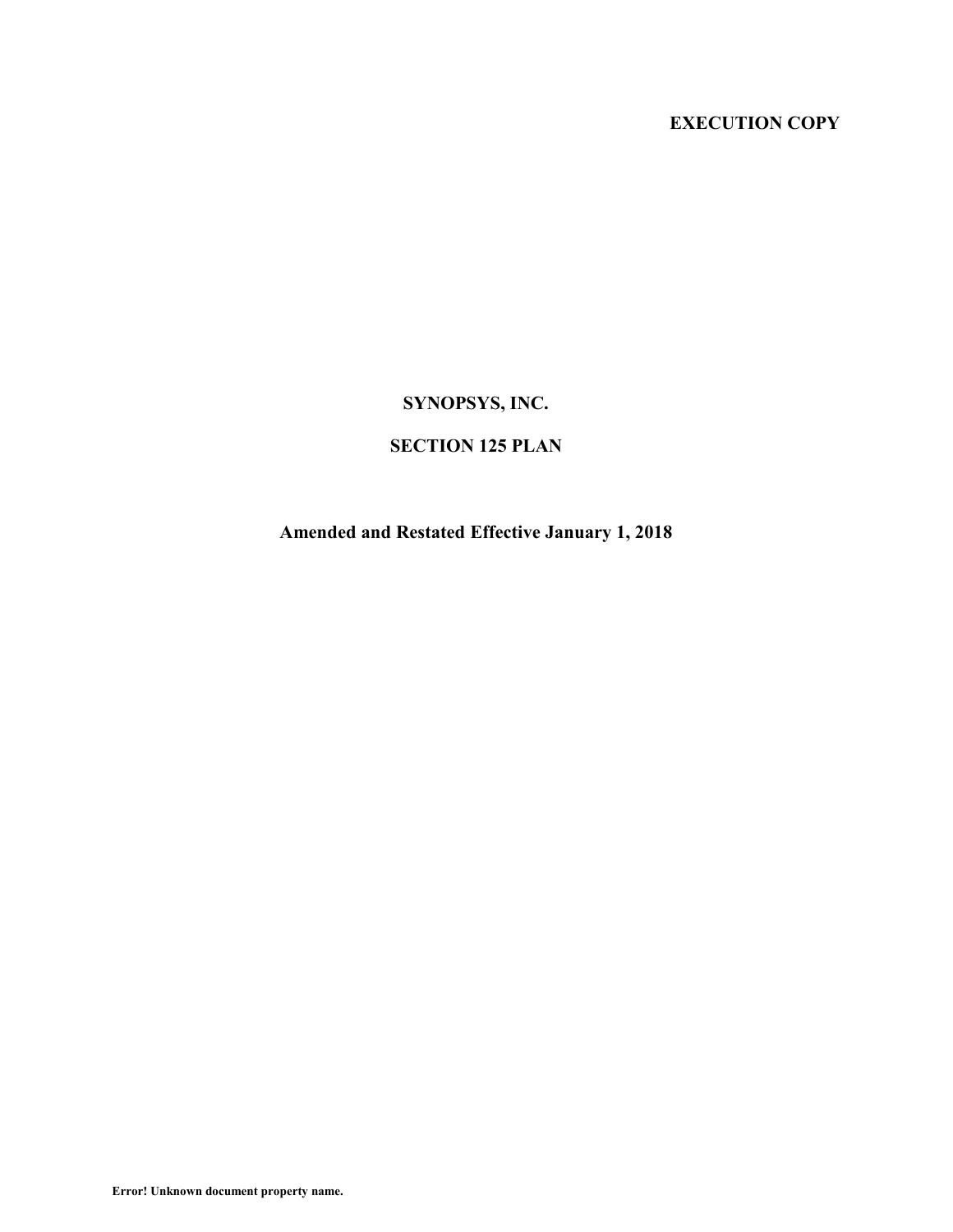**EXECUTION COPY**

# SYNOPSYS, INC.

# SECTION 125 PLAN

## Amended and Restated Effective January 1, 2018

**Error! Unknown document property name.**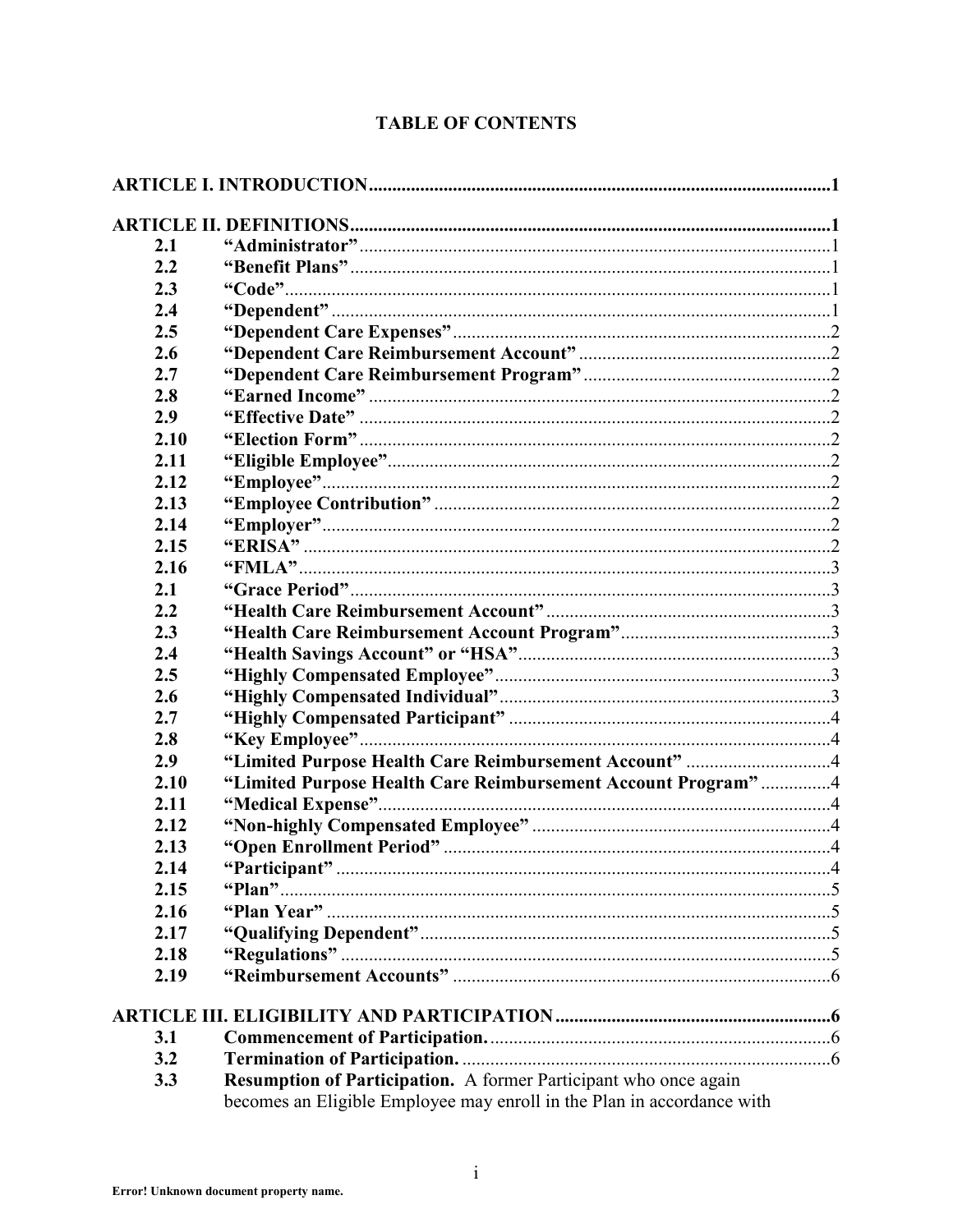# TABLE OF CONTENTS

| | | |
|---|---|---|
| **ARTICLE I. INTRODUCTION** | | **1** |
| **ARTICLE II. DEFINITIONS** | | **1** |
| **2.1** | **“Administrator”** | 1 |
| **2.2** | **“Benefit Plans”** | 1 |
| **2.3** | **“Code”** | 1 |
| **2.4** | **“Dependent”** | 1 |
| **2.5** | **“Dependent Care Expenses”** | 2 |
| **2.6** | **“Dependent Care Reimbursement Account”** | 2 |
| **2.7** | **“Dependent Care Reimbursement Program”** | 2 |
| **2.8** | **“Earned Income”** | 2 |
| **2.9** | **“Effective Date”** | 2 |
| **2.10** | **“Election Form”** | 2 |
| **2.11** | **“Eligible Employee”** | 2 |
| **2.12** | **“Employee”** | 2 |
| **2.13** | **“Employee Contribution”** | 2 |
| **2.14** | **“Employer”** | 2 |
| **2.15** | **“ERISA”** | 2 |
| **2.16** | **“FMLA”** | 3 |
| **2.1** | **“Grace Period”** | 3 |
| **2.2** | **“Health Care Reimbursement Account”** | 3 |
| **2.3** | **“Health Care Reimbursement Account Program”** | 3 |
| **2.4** | **“Health Savings Account” or “HSA”** | 3 |
| **2.5** | **“Highly Compensated Employee”** | 3 |
| **2.6** | **“Highly Compensated Individual”** | 3 |
| **2.7** | **“Highly Compensated Participant”** | 4 |
| **2.8** | **“Key Employee”** | 4 |
| **2.9** | **“Limited Purpose Health Care Reimbursement Account”** | 4 |
| **2.10** | **“Limited Purpose Health Care Reimbursement Account Program”** | 4 |
| **2.11** | **“Medical Expense”** | 4 |
| **2.12** | **“Non-highly Compensated Employee”** | 4 |
| **2.13** | **“Open Enrollment Period”** | 4 |
| **2.14** | **“Participant”** | 4 |
| **2.15** | **“Plan”** | 5 |
| **2.16** | **“Plan Year”** | 5 |
| **2.17** | **“Qualifying Dependent”** | 5 |
| **2.18** | **“Regulations”** | 5 |
| **2.19** | **“Reimbursement Accounts”** | 6 |
| **ARTICLE III. ELIGIBILITY AND PARTICIPATION** | | **6** |
| **3.1** | **Commencement of Participation.** | 6 |
| **3.2** | **Termination of Participation.** | 6 |
| **3.3** | **Resumption of Participation.** A former Participant who once again becomes an Eligible Employee may enroll in the Plan in accordance with | |

Error! Unknown document property name.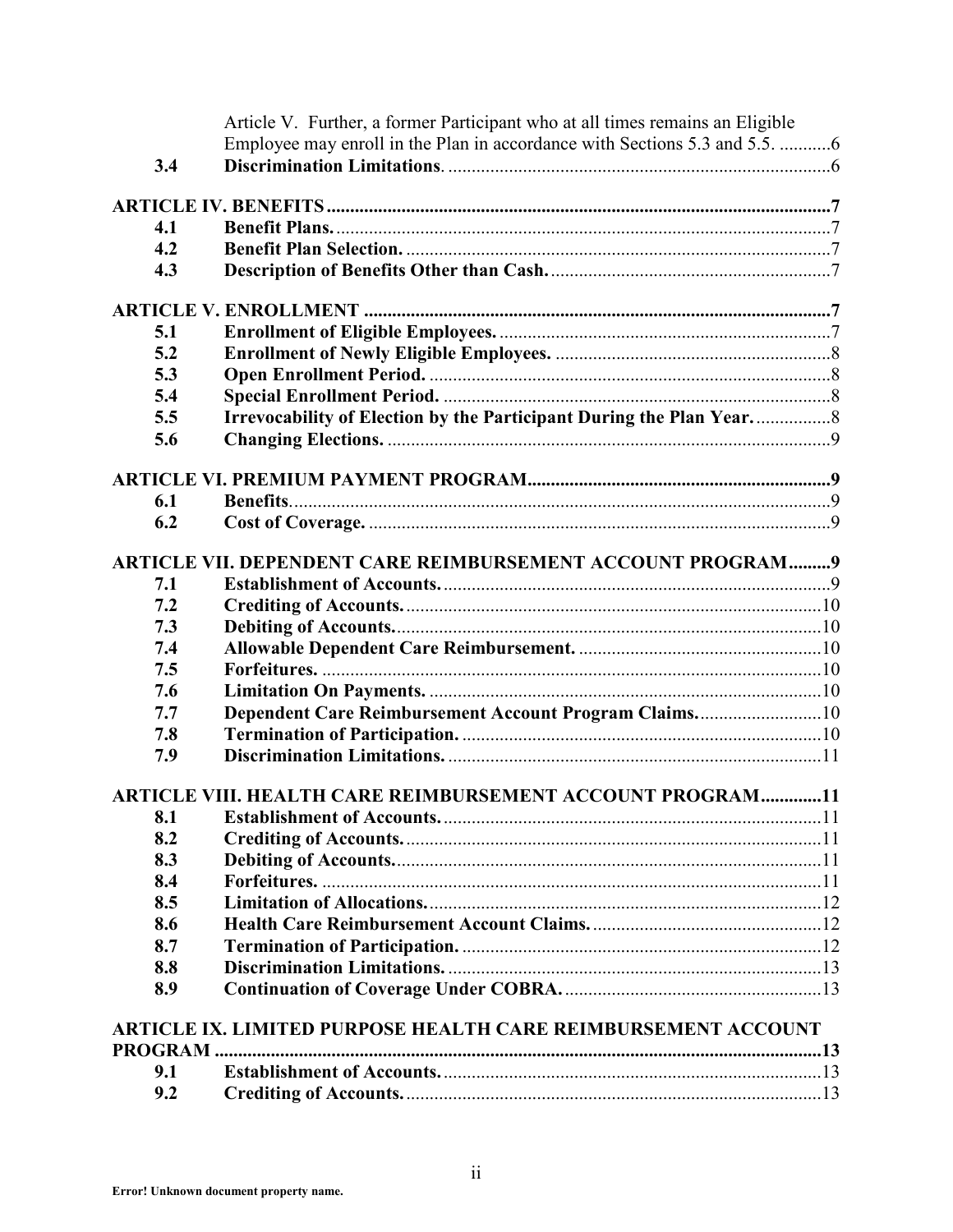Article V. Further, a former Participant who at all times remains an Eligible Employee may enroll in the Plan in accordance with Sections 5.3 and 5.5. ...........6

**3.4 Discrimination Limitations**. ..................................................................................6

**ARTICLE IV. BENEFITS** ..........................................................................................7

**4.1 Benefit Plans.** ..........................................................................................7

**4.2 Benefit Plan Selection.** ..........................................................................................7

**4.3 Description of Benefits Other than Cash.** ..........................................................................................7

**ARTICLE V. ENROLLMENT** ..........................................................................................7

**5.1 Enrollment of Eligible Employees.** ..........................................................................................7

**5.2 Enrollment of Newly Eligible Employees.** ..........................................................................................8

**5.3 Open Enrollment Period.** ..........................................................................................8

**5.4 Special Enrollment Period.** ..........................................................................................8

**5.5 Irrevocability of Election by the Participant During the Plan Year.** ................8

**5.6 Changing Elections.** ..........................................................................................9

**ARTICLE VI. PREMIUM PAYMENT PROGRAM** ..........................................................................................9

**6.1 Benefits**. ..........................................................................................9

**6.2 Cost of Coverage.** ..........................................................................................9

**ARTICLE VII. DEPENDENT CARE REIMBURSEMENT ACCOUNT PROGRAM** .........9

**7.1 Establishment of Accounts.** ..........................................................................................9

**7.2 Crediting of Accounts.** ..........................................................................................10

**7.3 Debiting of Accounts.** ..........................................................................................10

**7.4 Allowable Dependent Care Reimbursement.** ..........................................................................................10

**7.5 Forfeitures.** ..........................................................................................10

**7.6 Limitation On Payments.** ..........................................................................................10

**7.7 Dependent Care Reimbursement Account Program Claims.** ..........................10

**7.8 Termination of Participation.** ..........................................................................................10

**7.9 Discrimination Limitations.** ..........................................................................................11

**ARTICLE VIII. HEALTH CARE REIMBURSEMENT ACCOUNT PROGRAM** .............11

**8.1 Establishment of Accounts.** ..........................................................................................11

**8.2 Crediting of Accounts.** ..........................................................................................11

**8.3 Debiting of Accounts.** ..........................................................................................11

**8.4 Forfeitures.** ..........................................................................................11

**8.5 Limitation of Allocations.** ..........................................................................................12

**8.6 Health Care Reimbursement Account Claims.** ..........................................................................................12

**8.7 Termination of Participation.** ..........................................................................................12

**8.8 Discrimination Limitations.** ..........................................................................................13

**8.9 Continuation of Coverage Under COBRA.** ..........................................................................................13

**ARTICLE IX. LIMITED PURPOSE HEALTH CARE REIMBURSEMENT ACCOUNT PROGRAM** ..........................................................................................13

**9.1 Establishment of Accounts.** ..........................................................................................13

**9.2 Crediting of Accounts.** ..........................................................................................13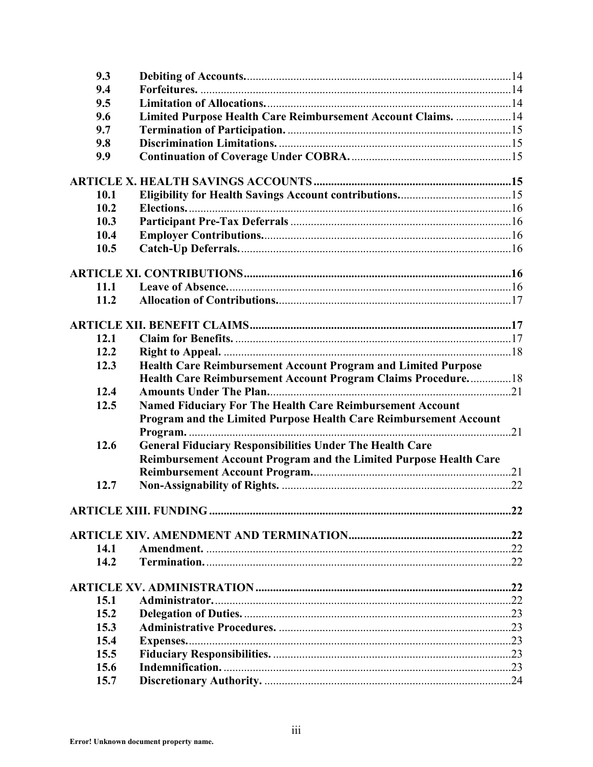| | | |
|---|---|---|
| **9.3** | **Debiting of Accounts.** | 14 |
| **9.4** | **Forfeitures.** | 14 |
| **9.5** | **Limitation of Allocations.** | 14 |
| **9.6** | **Limited Purpose Health Care Reimbursement Account Claims.** | 14 |
| **9.7** | **Termination of Participation.** | 15 |
| **9.8** | **Discrimination Limitations.** | 15 |
| **9.9** | **Continuation of Coverage Under COBRA.** | 15 |
| **ARTICLE X. HEALTH SAVINGS ACCOUNTS** | | **15** |
| **10.1** | **Eligibility for Health Savings Account contributions.** | 15 |
| **10.2** | **Elections.** | 16 |
| **10.3** | **Participant Pre-Tax Deferrals** | 16 |
| **10.4** | **Employer Contributions.** | 16 |
| **10.5** | **Catch-Up Deferrals.** | 16 |
| **ARTICLE XI. CONTRIBUTIONS** | | **16** |
| **11.1** | **Leave of Absence.** | 16 |
| **11.2** | **Allocation of Contributions.** | 17 |
| **ARTICLE XII. BENEFIT CLAIMS** | | **17** |
| **12.1** | **Claim for Benefits.** | 17 |
| **12.2** | **Right to Appeal.** | 18 |
| **12.3** | **Health Care Reimbursement Account Program and Limited Purpose Health Care Reimbursement Account Program Claims Procedure.** | 18 |
| **12.4** | **Amounts Under The Plan.** | 21 |
| **12.5** | **Named Fiduciary For The Health Care Reimbursement Account Program and the Limited Purpose Health Care Reimbursement Account Program.** | 21 |
| **12.6** | **General Fiduciary Responsibilities Under The Health Care Reimbursement Account Program and the Limited Purpose Health Care Reimbursement Account Program.** | 21 |
| **12.7** | **Non-Assignability of Rights.** | 22 |
| **ARTICLE XIII. FUNDING** | | **22** |
| **ARTICLE XIV. AMENDMENT AND TERMINATION** | | **22** |
| **14.1** | **Amendment.** | 22 |
| **14.2** | **Termination.** | 22 |
| **ARTICLE XV. ADMINISTRATION** | | **22** |
| **15.1** | **Administrator.** | 22 |
| **15.2** | **Delegation of Duties.** | 23 |
| **15.3** | **Administrative Procedures.** | 23 |
| **15.4** | **Expenses.** | 23 |
| **15.5** | **Fiduciary Responsibilities.** | 23 |
| **15.6** | **Indemnification.** | 23 |
| **15.7** | **Discretionary Authority.** | 24 |

**Error! Unknown document property name.**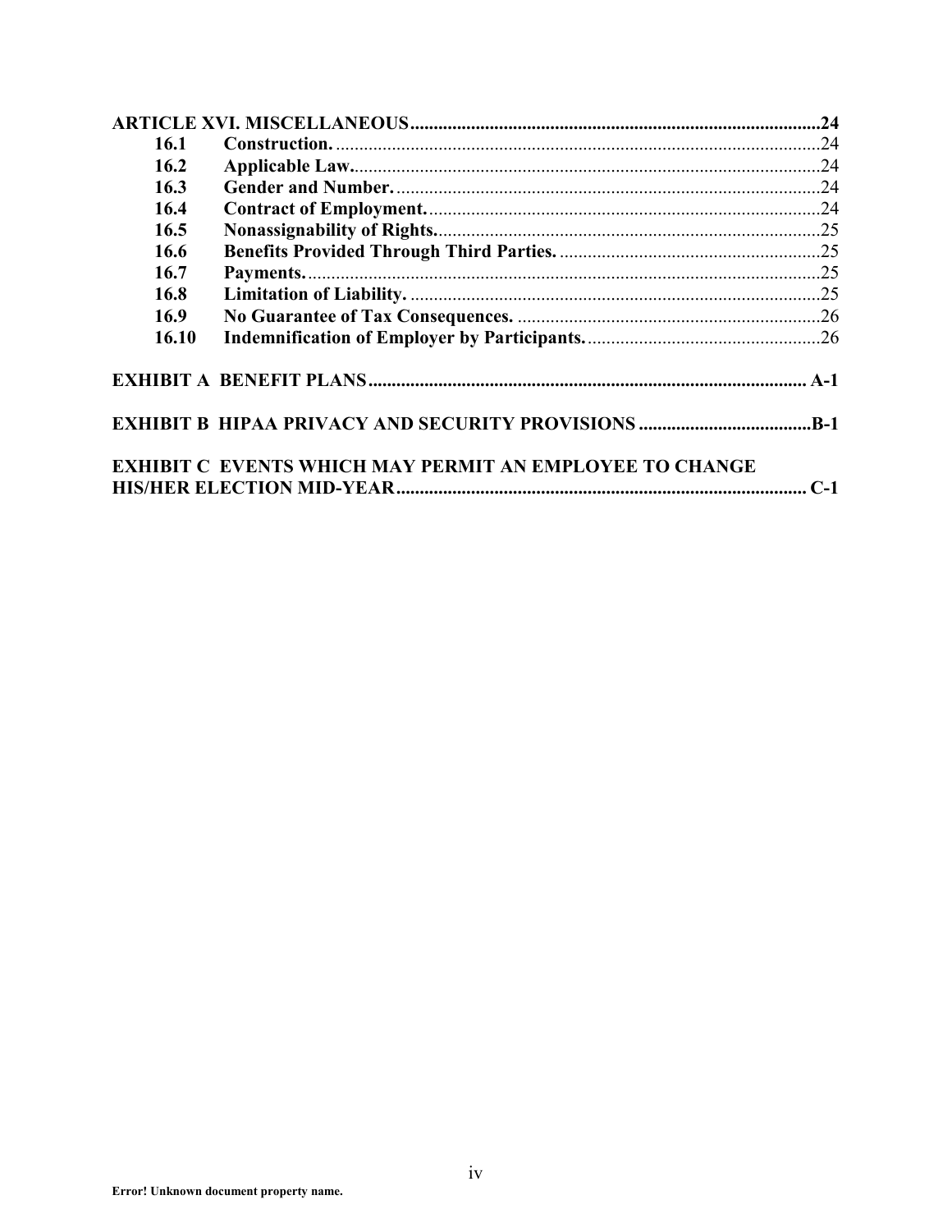| | | |
|---|---|---|
| **ARTICLE XVI. MISCELLANEOUS** | | **24** |
| **16.1** | **Construction.** | 24 |
| **16.2** | **Applicable Law.** | 24 |
| **16.3** | **Gender and Number.** | 24 |
| **16.4** | **Contract of Employment.** | 24 |
| **16.5** | **Nonassignability of Rights.** | 25 |
| **16.6** | **Benefits Provided Through Third Parties.** | 25 |
| **16.7** | **Payments.** | 25 |
| **16.8** | **Limitation of Liability.** | 25 |
| **16.9** | **No Guarantee of Tax Consequences.** | 26 |
| **16.10** | **Indemnification of Employer by Participants.** | 26 |
| **EXHIBIT A BENEFIT PLANS** | | **A-1** |
| **EXHIBIT B HIPAA PRIVACY AND SECURITY PROVISIONS** | | **B-1** |
| **EXHIBIT C EVENTS WHICH MAY PERMIT AN EMPLOYEE TO CHANGE HIS/HER ELECTION MID-YEAR** | | **C-1** |

**Error! Unknown document property name.**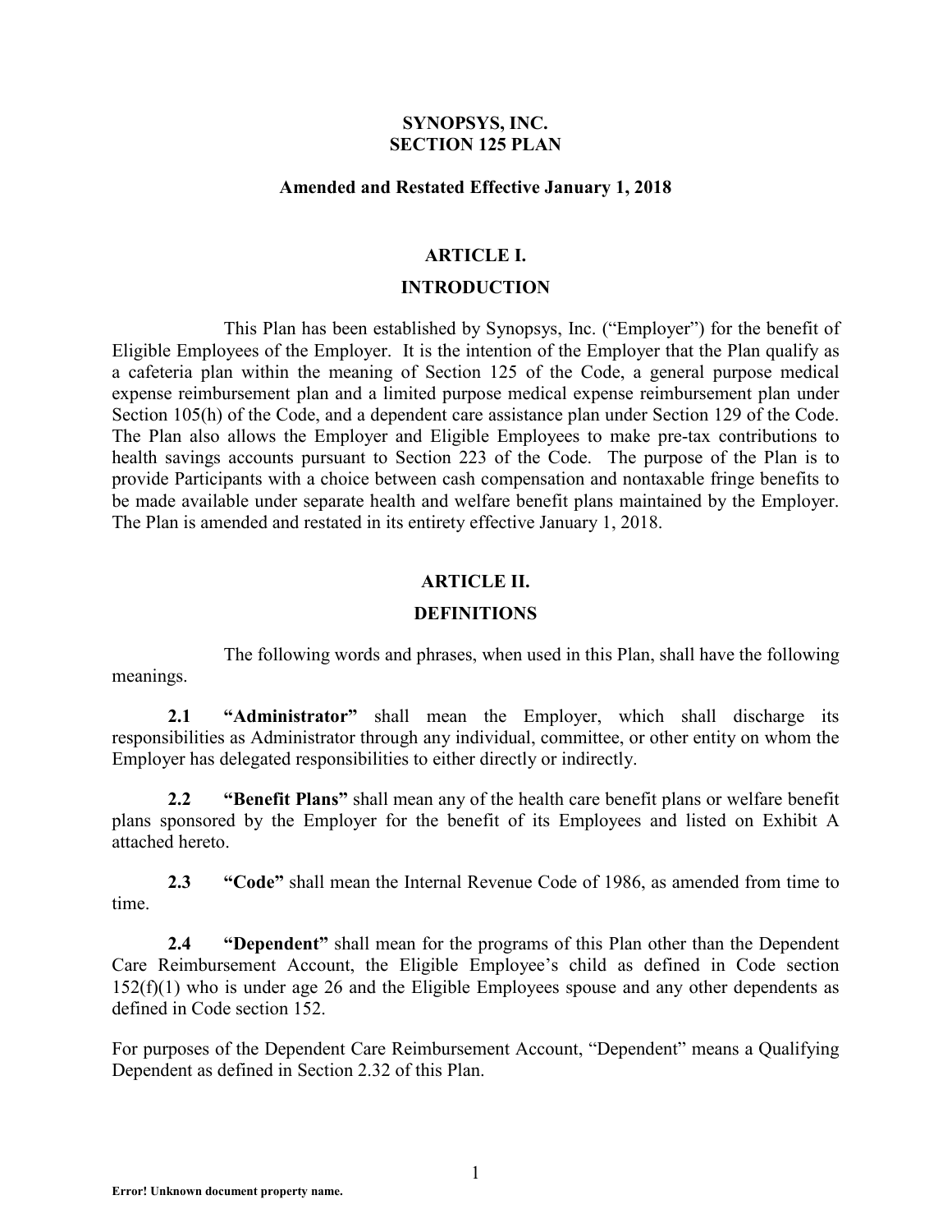# SYNOPSYS, INC.
# SECTION 125 PLAN

**Amended and Restated Effective January 1, 2018**

## ARTICLE I.

## INTRODUCTION

This Plan has been established by Synopsys, Inc. ("Employer") for the benefit of Eligible Employees of the Employer. It is the intention of the Employer that the Plan qualify as a cafeteria plan within the meaning of Section 125 of the Code, a general purpose medical expense reimbursement plan and a limited purpose medical expense reimbursement plan under Section 105(h) of the Code, and a dependent care assistance plan under Section 129 of the Code. The Plan also allows the Employer and Eligible Employees to make pre-tax contributions to health savings accounts pursuant to Section 223 of the Code. The purpose of the Plan is to provide Participants with a choice between cash compensation and nontaxable fringe benefits to be made available under separate health and welfare benefit plans maintained by the Employer. The Plan is amended and restated in its entirety effective January 1, 2018.

## ARTICLE II.

## DEFINITIONS

The following words and phrases, when used in this Plan, shall have the following meanings.

**2.1 "Administrator"** shall mean the Employer, which shall discharge its responsibilities as Administrator through any individual, committee, or other entity on whom the Employer has delegated responsibilities to either directly or indirectly.

**2.2 "Benefit Plans"** shall mean any of the health care benefit plans or welfare benefit plans sponsored by the Employer for the benefit of its Employees and listed on Exhibit A attached hereto.

**2.3 "Code"** shall mean the Internal Revenue Code of 1986, as amended from time to time.

**2.4 "Dependent"** shall mean for the programs of this Plan other than the Dependent Care Reimbursement Account, the Eligible Employee's child as defined in Code section 152(f)(1) who is under age 26 and the Eligible Employees spouse and any other dependents as defined in Code section 152.

For purposes of the Dependent Care Reimbursement Account, "Dependent" means a Qualifying Dependent as defined in Section 2.32 of this Plan.

**Error! Unknown document property name.**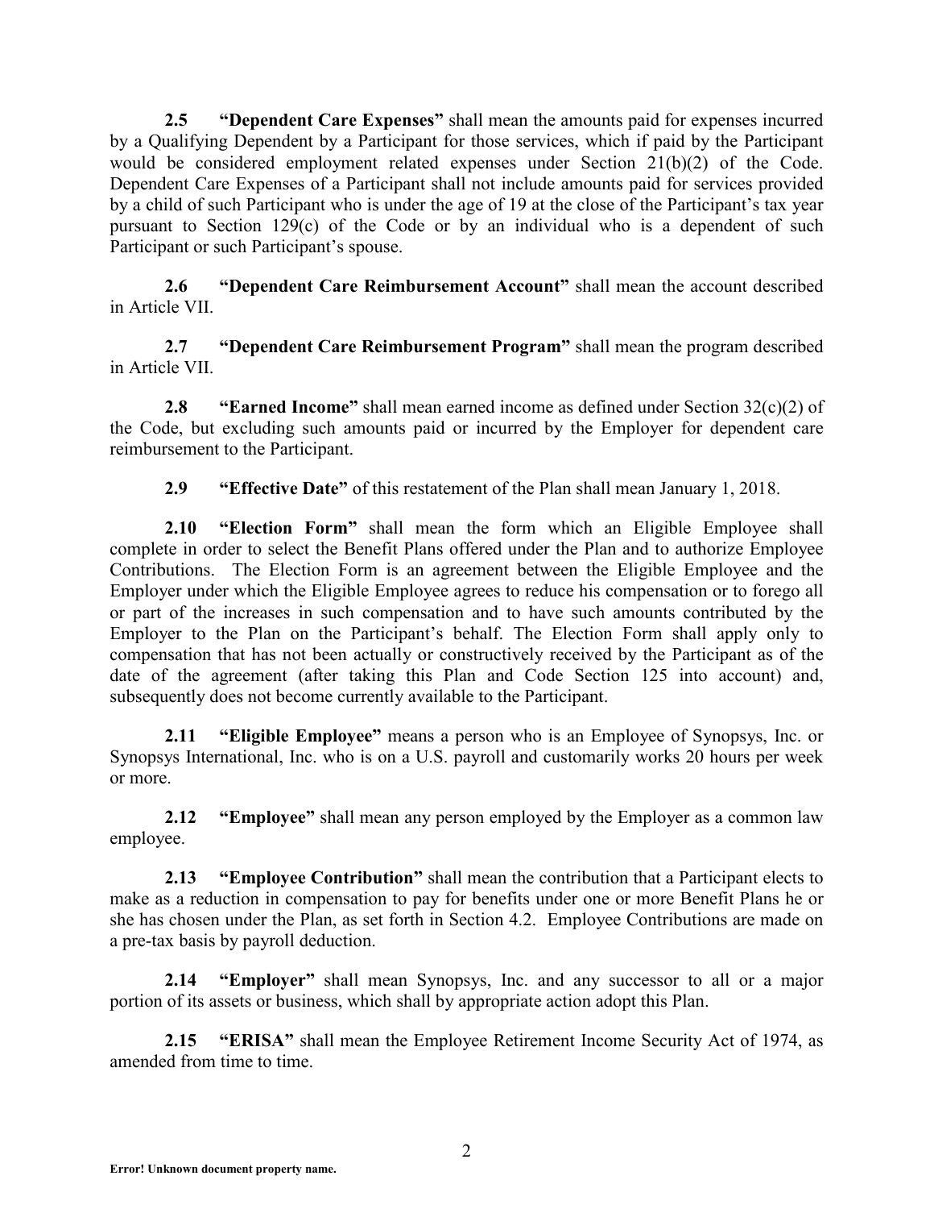**2.5 "Dependent Care Expenses"** shall mean the amounts paid for expenses incurred by a Qualifying Dependent by a Participant for those services, which if paid by the Participant would be considered employment related expenses under Section 21(b)(2) of the Code. Dependent Care Expenses of a Participant shall not include amounts paid for services provided by a child of such Participant who is under the age of 19 at the close of the Participant's tax year pursuant to Section 129(c) of the Code or by an individual who is a dependent of such Participant or such Participant's spouse.

**2.6 "Dependent Care Reimbursement Account"** shall mean the account described in Article VII.

**2.7 "Dependent Care Reimbursement Program"** shall mean the program described in Article VII.

**2.8 "Earned Income"** shall mean earned income as defined under Section 32(c)(2) of the Code, but excluding such amounts paid or incurred by the Employer for dependent care reimbursement to the Participant.

**2.9 "Effective Date"** of this restatement of the Plan shall mean January 1, 2018.

**2.10 "Election Form"** shall mean the form which an Eligible Employee shall complete in order to select the Benefit Plans offered under the Plan and to authorize Employee Contributions. The Election Form is an agreement between the Eligible Employee and the Employer under which the Eligible Employee agrees to reduce his compensation or to forego all or part of the increases in such compensation and to have such amounts contributed by the Employer to the Plan on the Participant's behalf. The Election Form shall apply only to compensation that has not been actually or constructively received by the Participant as of the date of the agreement (after taking this Plan and Code Section 125 into account) and, subsequently does not become currently available to the Participant.

**2.11 "Eligible Employee"** means a person who is an Employee of Synopsys, Inc. or Synopsys International, Inc. who is on a U.S. payroll and customarily works 20 hours per week or more.

**2.12 "Employee"** shall mean any person employed by the Employer as a common law employee.

**2.13 "Employee Contribution"** shall mean the contribution that a Participant elects to make as a reduction in compensation to pay for benefits under one or more Benefit Plans he or she has chosen under the Plan, as set forth in Section 4.2. Employee Contributions are made on a pre-tax basis by payroll deduction.

**2.14 "Employer"** shall mean Synopsys, Inc. and any successor to all or a major portion of its assets or business, which shall by appropriate action adopt this Plan.

**2.15 "ERISA"** shall mean the Employee Retirement Income Security Act of 1974, as amended from time to time.

**Error! Unknown document property name.**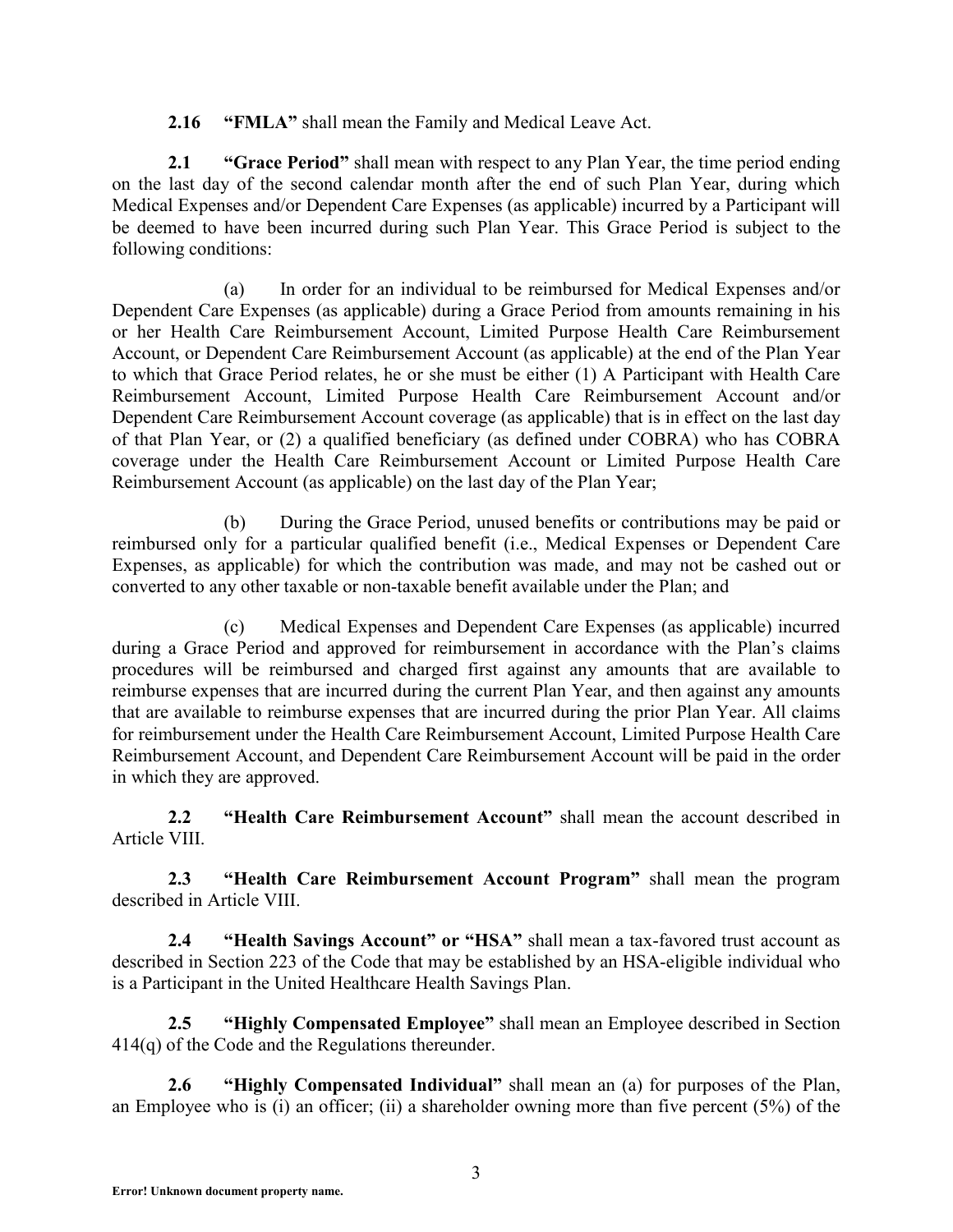**2.16 "FMLA"** shall mean the Family and Medical Leave Act.

**2.1 "Grace Period"** shall mean with respect to any Plan Year, the time period ending on the last day of the second calendar month after the end of such Plan Year, during which Medical Expenses and/or Dependent Care Expenses (as applicable) incurred by a Participant will be deemed to have been incurred during such Plan Year. This Grace Period is subject to the following conditions:

(a) In order for an individual to be reimbursed for Medical Expenses and/or Dependent Care Expenses (as applicable) during a Grace Period from amounts remaining in his or her Health Care Reimbursement Account, Limited Purpose Health Care Reimbursement Account, or Dependent Care Reimbursement Account (as applicable) at the end of the Plan Year to which that Grace Period relates, he or she must be either (1) A Participant with Health Care Reimbursement Account, Limited Purpose Health Care Reimbursement Account and/or Dependent Care Reimbursement Account coverage (as applicable) that is in effect on the last day of that Plan Year, or (2) a qualified beneficiary (as defined under COBRA) who has COBRA coverage under the Health Care Reimbursement Account or Limited Purpose Health Care Reimbursement Account (as applicable) on the last day of the Plan Year;

(b) During the Grace Period, unused benefits or contributions may be paid or reimbursed only for a particular qualified benefit (i.e., Medical Expenses or Dependent Care Expenses, as applicable) for which the contribution was made, and may not be cashed out or converted to any other taxable or non-taxable benefit available under the Plan; and

(c) Medical Expenses and Dependent Care Expenses (as applicable) incurred during a Grace Period and approved for reimbursement in accordance with the Plan's claims procedures will be reimbursed and charged first against any amounts that are available to reimburse expenses that are incurred during the current Plan Year, and then against any amounts that are available to reimburse expenses that are incurred during the prior Plan Year. All claims for reimbursement under the Health Care Reimbursement Account, Limited Purpose Health Care Reimbursement Account, and Dependent Care Reimbursement Account will be paid in the order in which they are approved.

**2.2 "Health Care Reimbursement Account"** shall mean the account described in Article VIII.

**2.3 "Health Care Reimbursement Account Program"** shall mean the program described in Article VIII.

**2.4 "Health Savings Account" or "HSA"** shall mean a tax-favored trust account as described in Section 223 of the Code that may be established by an HSA-eligible individual who is a Participant in the United Healthcare Health Savings Plan.

**2.5 "Highly Compensated Employee"** shall mean an Employee described in Section 414(q) of the Code and the Regulations thereunder.

**2.6 "Highly Compensated Individual"** shall mean an (a) for purposes of the Plan, an Employee who is (i) an officer; (ii) a shareholder owning more than five percent (5%) of the

Error! Unknown document property name.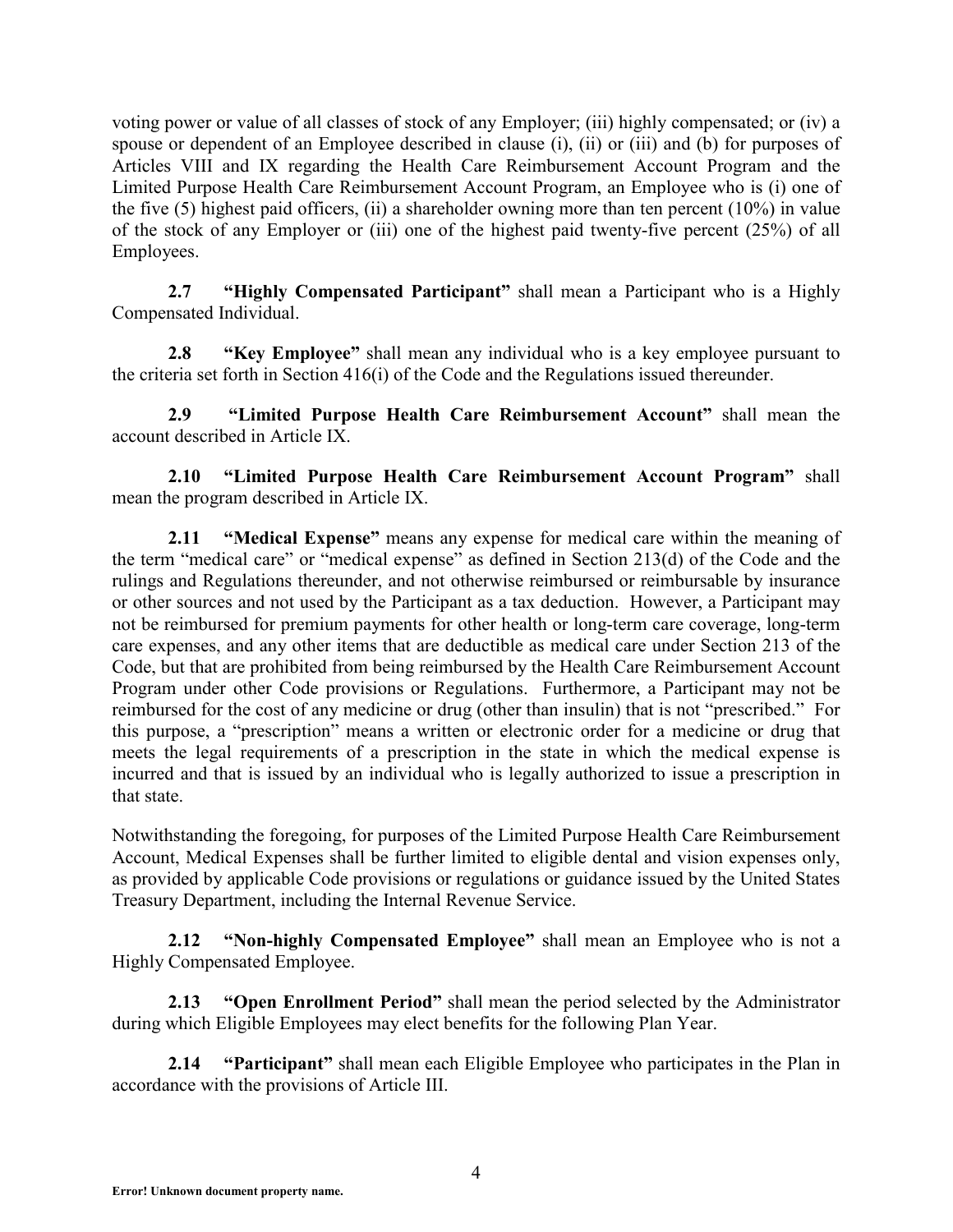voting power or value of all classes of stock of any Employer; (iii) highly compensated; or (iv) a spouse or dependent of an Employee described in clause (i), (ii) or (iii) and (b) for purposes of Articles VIII and IX regarding the Health Care Reimbursement Account Program and the Limited Purpose Health Care Reimbursement Account Program, an Employee who is (i) one of the five (5) highest paid officers, (ii) a shareholder owning more than ten percent (10%) in value of the stock of any Employer or (iii) one of the highest paid twenty-five percent (25%) of all Employees.

**2.7 "Highly Compensated Participant"** shall mean a Participant who is a Highly Compensated Individual.

**2.8 "Key Employee"** shall mean any individual who is a key employee pursuant to the criteria set forth in Section 416(i) of the Code and the Regulations issued thereunder.

**2.9 "Limited Purpose Health Care Reimbursement Account"** shall mean the account described in Article IX.

**2.10 "Limited Purpose Health Care Reimbursement Account Program"** shall mean the program described in Article IX.

**2.11 "Medical Expense"** means any expense for medical care within the meaning of the term "medical care" or "medical expense" as defined in Section 213(d) of the Code and the rulings and Regulations thereunder, and not otherwise reimbursed or reimbursable by insurance or other sources and not used by the Participant as a tax deduction. However, a Participant may not be reimbursed for premium payments for other health or long-term care coverage, long-term care expenses, and any other items that are deductible as medical care under Section 213 of the Code, but that are prohibited from being reimbursed by the Health Care Reimbursement Account Program under other Code provisions or Regulations. Furthermore, a Participant may not be reimbursed for the cost of any medicine or drug (other than insulin) that is not "prescribed." For this purpose, a "prescription" means a written or electronic order for a medicine or drug that meets the legal requirements of a prescription in the state in which the medical expense is incurred and that is issued by an individual who is legally authorized to issue a prescription in that state.

Notwithstanding the foregoing, for purposes of the Limited Purpose Health Care Reimbursement Account, Medical Expenses shall be further limited to eligible dental and vision expenses only, as provided by applicable Code provisions or regulations or guidance issued by the United States Treasury Department, including the Internal Revenue Service.

**2.12 "Non-highly Compensated Employee"** shall mean an Employee who is not a Highly Compensated Employee.

**2.13 "Open Enrollment Period"** shall mean the period selected by the Administrator during which Eligible Employees may elect benefits for the following Plan Year.

**2.14 "Participant"** shall mean each Eligible Employee who participates in the Plan in accordance with the provisions of Article III.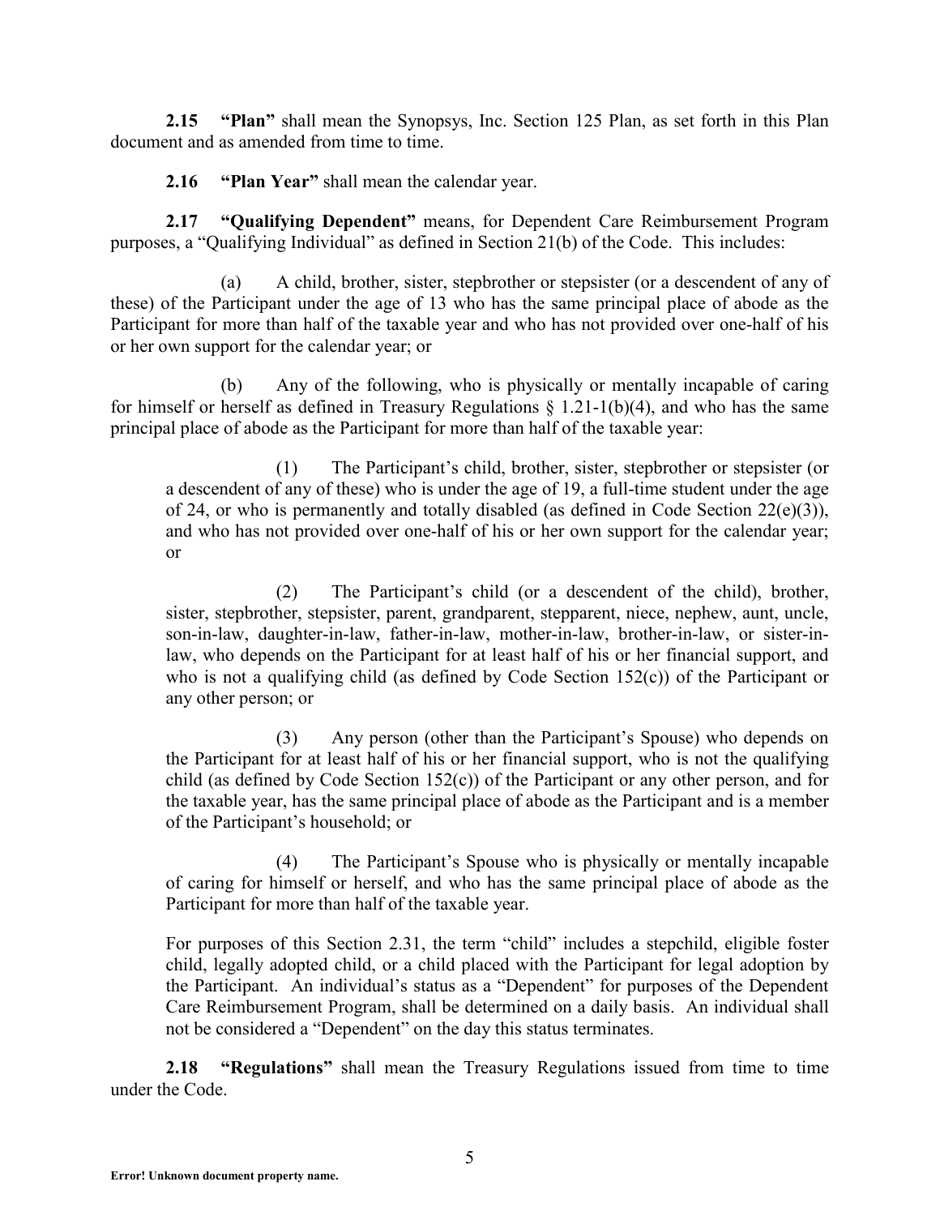**2.15 "Plan"** shall mean the Synopsys, Inc. Section 125 Plan, as set forth in this Plan document and as amended from time to time.

**2.16 "Plan Year"** shall mean the calendar year.

**2.17 "Qualifying Dependent"** means, for Dependent Care Reimbursement Program purposes, a "Qualifying Individual" as defined in Section 21(b) of the Code. This includes:

(a) A child, brother, sister, stepbrother or stepsister (or a descendent of any of these) of the Participant under the age of 13 who has the same principal place of abode as the Participant for more than half of the taxable year and who has not provided over one-half of his or her own support for the calendar year; or

(b) Any of the following, who is physically or mentally incapable of caring for himself or herself as defined in Treasury Regulations § 1.21-1(b)(4), and who has the same principal place of abode as the Participant for more than half of the taxable year:

(1) The Participant's child, brother, sister, stepbrother or stepsister (or a descendent of any of these) who is under the age of 19, a full-time student under the age of 24, or who is permanently and totally disabled (as defined in Code Section 22(e)(3)), and who has not provided over one-half of his or her own support for the calendar year; or

(2) The Participant's child (or a descendent of the child), brother, sister, stepbrother, stepsister, parent, grandparent, stepparent, niece, nephew, aunt, uncle, son-in-law, daughter-in-law, father-in-law, mother-in-law, brother-in-law, or sister-in-law, who depends on the Participant for at least half of his or her financial support, and who is not a qualifying child (as defined by Code Section 152(c)) of the Participant or any other person; or

(3) Any person (other than the Participant's Spouse) who depends on the Participant for at least half of his or her financial support, who is not the qualifying child (as defined by Code Section 152(c)) of the Participant or any other person, and for the taxable year, has the same principal place of abode as the Participant and is a member of the Participant's household; or

(4) The Participant's Spouse who is physically or mentally incapable of caring for himself or herself, and who has the same principal place of abode as the Participant for more than half of the taxable year.

For purposes of this Section 2.31, the term "child" includes a stepchild, eligible foster child, legally adopted child, or a child placed with the Participant for legal adoption by the Participant. An individual's status as a "Dependent" for purposes of the Dependent Care Reimbursement Program, shall be determined on a daily basis. An individual shall not be considered a "Dependent" on the day this status terminates.

**2.18 "Regulations"** shall mean the Treasury Regulations issued from time to time under the Code.

**Error! Unknown document property name.**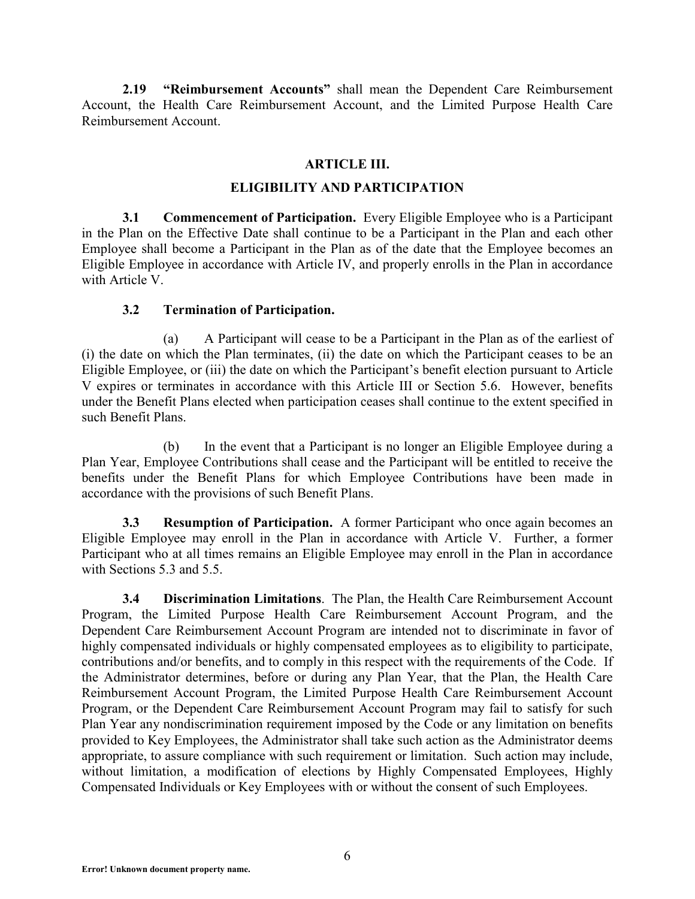**2.19 "Reimbursement Accounts"** shall mean the Dependent Care Reimbursement Account, the Health Care Reimbursement Account, and the Limited Purpose Health Care Reimbursement Account.

## ARTICLE III.

## ELIGIBILITY AND PARTICIPATION

**3.1 Commencement of Participation.** Every Eligible Employee who is a Participant in the Plan on the Effective Date shall continue to be a Participant in the Plan and each other Employee shall become a Participant in the Plan as of the date that the Employee becomes an Eligible Employee in accordance with Article IV, and properly enrolls in the Plan in accordance with Article V.

**3.2 Termination of Participation.**

(a) A Participant will cease to be a Participant in the Plan as of the earliest of (i) the date on which the Plan terminates, (ii) the date on which the Participant ceases to be an Eligible Employee, or (iii) the date on which the Participant's benefit election pursuant to Article V expires or terminates in accordance with this Article III or Section 5.6. However, benefits under the Benefit Plans elected when participation ceases shall continue to the extent specified in such Benefit Plans.

(b) In the event that a Participant is no longer an Eligible Employee during a Plan Year, Employee Contributions shall cease and the Participant will be entitled to receive the benefits under the Benefit Plans for which Employee Contributions have been made in accordance with the provisions of such Benefit Plans.

**3.3 Resumption of Participation.** A former Participant who once again becomes an Eligible Employee may enroll in the Plan in accordance with Article V. Further, a former Participant who at all times remains an Eligible Employee may enroll in the Plan in accordance with Sections 5.3 and 5.5.

**3.4 Discrimination Limitations**. The Plan, the Health Care Reimbursement Account Program, the Limited Purpose Health Care Reimbursement Account Program, and the Dependent Care Reimbursement Account Program are intended not to discriminate in favor of highly compensated individuals or highly compensated employees as to eligibility to participate, contributions and/or benefits, and to comply in this respect with the requirements of the Code. If the Administrator determines, before or during any Plan Year, that the Plan, the Health Care Reimbursement Account Program, the Limited Purpose Health Care Reimbursement Account Program, or the Dependent Care Reimbursement Account Program may fail to satisfy for such Plan Year any nondiscrimination requirement imposed by the Code or any limitation on benefits provided to Key Employees, the Administrator shall take such action as the Administrator deems appropriate, to assure compliance with such requirement or limitation. Such action may include, without limitation, a modification of elections by Highly Compensated Employees, Highly Compensated Individuals or Key Employees with or without the consent of such Employees.

**Error! Unknown document property name.**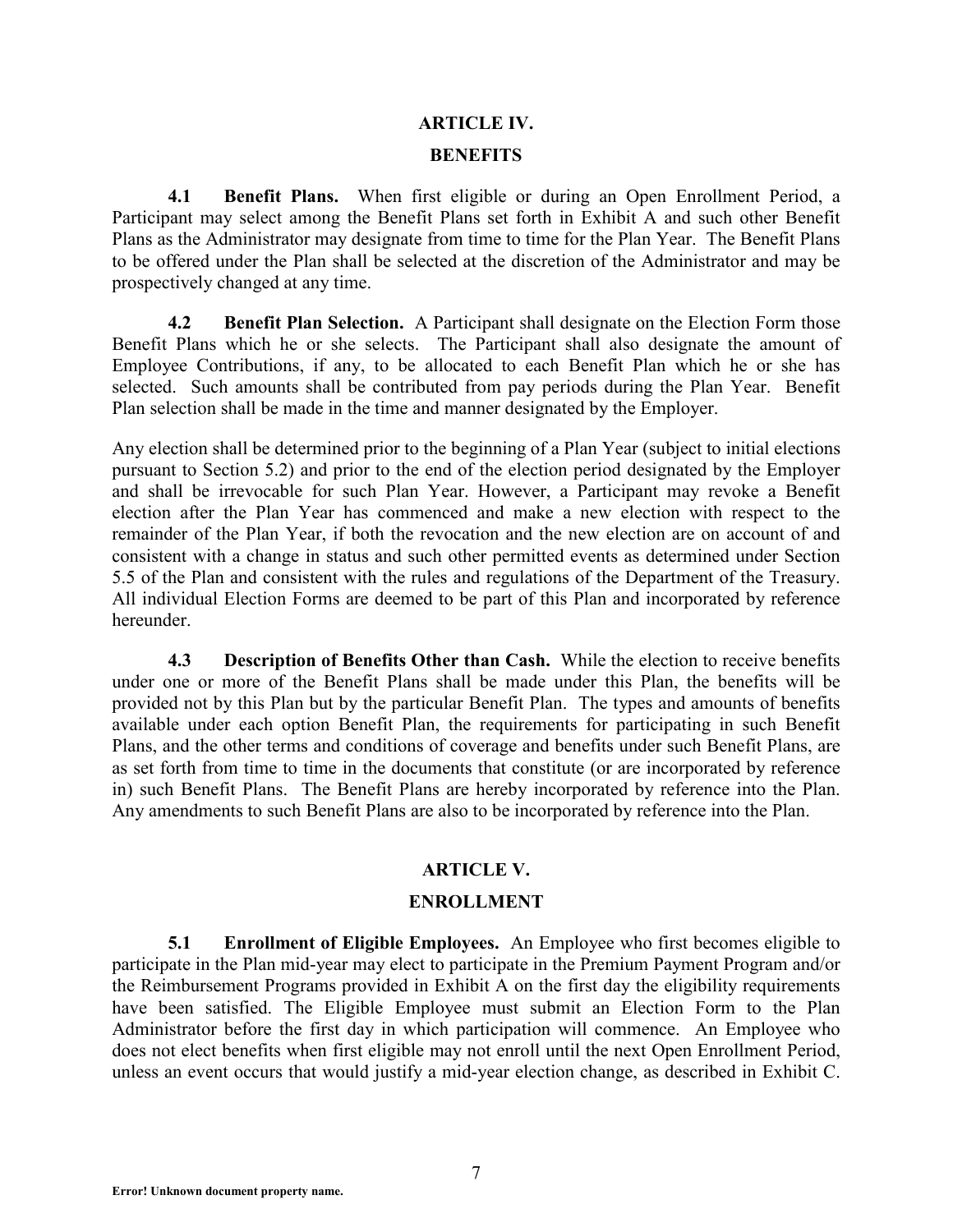## ARTICLE IV.

## BENEFITS

**4.1 Benefit Plans.** When first eligible or during an Open Enrollment Period, a Participant may select among the Benefit Plans set forth in Exhibit A and such other Benefit Plans as the Administrator may designate from time to time for the Plan Year. The Benefit Plans to be offered under the Plan shall be selected at the discretion of the Administrator and may be prospectively changed at any time.

**4.2 Benefit Plan Selection.** A Participant shall designate on the Election Form those Benefit Plans which he or she selects. The Participant shall also designate the amount of Employee Contributions, if any, to be allocated to each Benefit Plan which he or she has selected. Such amounts shall be contributed from pay periods during the Plan Year. Benefit Plan selection shall be made in the time and manner designated by the Employer.

Any election shall be determined prior to the beginning of a Plan Year (subject to initial elections pursuant to Section 5.2) and prior to the end of the election period designated by the Employer and shall be irrevocable for such Plan Year. However, a Participant may revoke a Benefit election after the Plan Year has commenced and make a new election with respect to the remainder of the Plan Year, if both the revocation and the new election are on account of and consistent with a change in status and such other permitted events as determined under Section 5.5 of the Plan and consistent with the rules and regulations of the Department of the Treasury. All individual Election Forms are deemed to be part of this Plan and incorporated by reference hereunder.

**4.3 Description of Benefits Other than Cash.** While the election to receive benefits under one or more of the Benefit Plans shall be made under this Plan, the benefits will be provided not by this Plan but by the particular Benefit Plan. The types and amounts of benefits available under each option Benefit Plan, the requirements for participating in such Benefit Plans, and the other terms and conditions of coverage and benefits under such Benefit Plans, are as set forth from time to time in the documents that constitute (or are incorporated by reference in) such Benefit Plans. The Benefit Plans are hereby incorporated by reference into the Plan. Any amendments to such Benefit Plans are also to be incorporated by reference into the Plan.

## ARTICLE V.

## ENROLLMENT

**5.1 Enrollment of Eligible Employees.** An Employee who first becomes eligible to participate in the Plan mid-year may elect to participate in the Premium Payment Program and/or the Reimbursement Programs provided in Exhibit A on the first day the eligibility requirements have been satisfied. The Eligible Employee must submit an Election Form to the Plan Administrator before the first day in which participation will commence. An Employee who does not elect benefits when first eligible may not enroll until the next Open Enrollment Period, unless an event occurs that would justify a mid-year election change, as described in Exhibit C.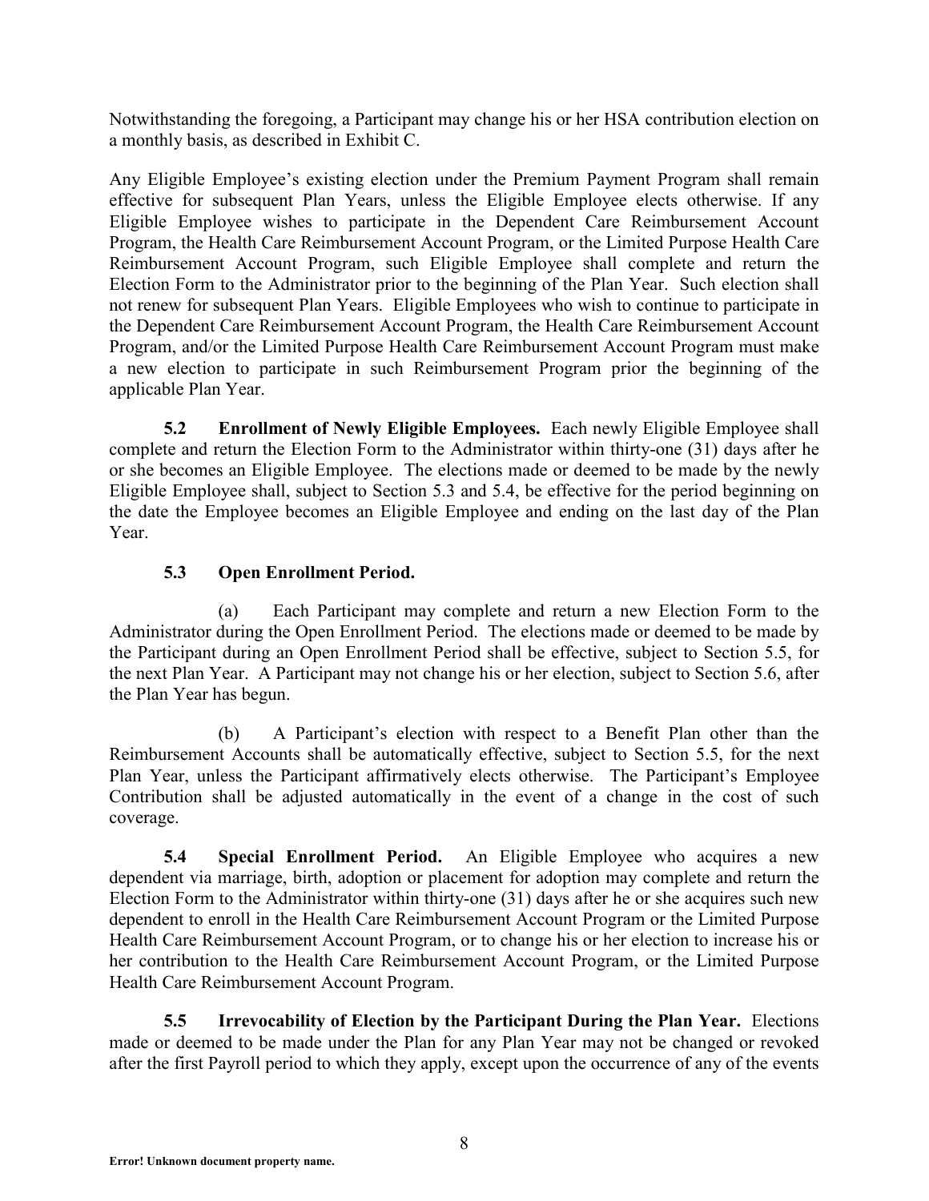Notwithstanding the foregoing, a Participant may change his or her HSA contribution election on a monthly basis, as described in Exhibit C.

Any Eligible Employee's existing election under the Premium Payment Program shall remain effective for subsequent Plan Years, unless the Eligible Employee elects otherwise. If any Eligible Employee wishes to participate in the Dependent Care Reimbursement Account Program, the Health Care Reimbursement Account Program, or the Limited Purpose Health Care Reimbursement Account Program, such Eligible Employee shall complete and return the Election Form to the Administrator prior to the beginning of the Plan Year. Such election shall not renew for subsequent Plan Years. Eligible Employees who wish to continue to participate in the Dependent Care Reimbursement Account Program, the Health Care Reimbursement Account Program, and/or the Limited Purpose Health Care Reimbursement Account Program must make a new election to participate in such Reimbursement Program prior the beginning of the applicable Plan Year.

**5.2 Enrollment of Newly Eligible Employees.** Each newly Eligible Employee shall complete and return the Election Form to the Administrator within thirty-one (31) days after he or she becomes an Eligible Employee. The elections made or deemed to be made by the newly Eligible Employee shall, subject to Section 5.3 and 5.4, be effective for the period beginning on the date the Employee becomes an Eligible Employee and ending on the last day of the Plan Year.

**5.3 Open Enrollment Period.**

(a) Each Participant may complete and return a new Election Form to the Administrator during the Open Enrollment Period. The elections made or deemed to be made by the Participant during an Open Enrollment Period shall be effective, subject to Section 5.5, for the next Plan Year. A Participant may not change his or her election, subject to Section 5.6, after the Plan Year has begun.

(b) A Participant's election with respect to a Benefit Plan other than the Reimbursement Accounts shall be automatically effective, subject to Section 5.5, for the next Plan Year, unless the Participant affirmatively elects otherwise. The Participant's Employee Contribution shall be adjusted automatically in the event of a change in the cost of such coverage.

**5.4 Special Enrollment Period.** An Eligible Employee who acquires a new dependent via marriage, birth, adoption or placement for adoption may complete and return the Election Form to the Administrator within thirty-one (31) days after he or she acquires such new dependent to enroll in the Health Care Reimbursement Account Program or the Limited Purpose Health Care Reimbursement Account Program, or to change his or her election to increase his or her contribution to the Health Care Reimbursement Account Program, or the Limited Purpose Health Care Reimbursement Account Program.

**5.5 Irrevocability of Election by the Participant During the Plan Year.** Elections made or deemed to be made under the Plan for any Plan Year may not be changed or revoked after the first Payroll period to which they apply, except upon the occurrence of any of the events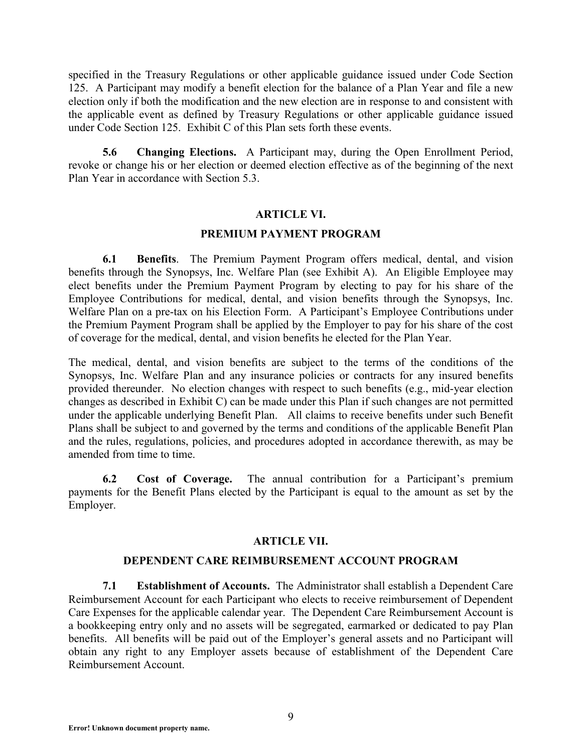specified in the Treasury Regulations or other applicable guidance issued under Code Section 125. A Participant may modify a benefit election for the balance of a Plan Year and file a new election only if both the modification and the new election are in response to and consistent with the applicable event as defined by Treasury Regulations or other applicable guidance issued under Code Section 125. Exhibit C of this Plan sets forth these events.

**5.6 Changing Elections.** A Participant may, during the Open Enrollment Period, revoke or change his or her election or deemed election effective as of the beginning of the next Plan Year in accordance with Section 5.3.

## ARTICLE VI.

## PREMIUM PAYMENT PROGRAM

**6.1 Benefits**. The Premium Payment Program offers medical, dental, and vision benefits through the Synopsys, Inc. Welfare Plan (see Exhibit A). An Eligible Employee may elect benefits under the Premium Payment Program by electing to pay for his share of the Employee Contributions for medical, dental, and vision benefits through the Synopsys, Inc. Welfare Plan on a pre-tax on his Election Form. A Participant's Employee Contributions under the Premium Payment Program shall be applied by the Employer to pay for his share of the cost of coverage for the medical, dental, and vision benefits he elected for the Plan Year.

The medical, dental, and vision benefits are subject to the terms of the conditions of the Synopsys, Inc. Welfare Plan and any insurance policies or contracts for any insured benefits provided thereunder. No election changes with respect to such benefits (e.g., mid-year election changes as described in Exhibit C) can be made under this Plan if such changes are not permitted under the applicable underlying Benefit Plan. All claims to receive benefits under such Benefit Plans shall be subject to and governed by the terms and conditions of the applicable Benefit Plan and the rules, regulations, policies, and procedures adopted in accordance therewith, as may be amended from time to time.

**6.2 Cost of Coverage.** The annual contribution for a Participant's premium payments for the Benefit Plans elected by the Participant is equal to the amount as set by the Employer.

## ARTICLE VII.

## DEPENDENT CARE REIMBURSEMENT ACCOUNT PROGRAM

**7.1 Establishment of Accounts.** The Administrator shall establish a Dependent Care Reimbursement Account for each Participant who elects to receive reimbursement of Dependent Care Expenses for the applicable calendar year. The Dependent Care Reimbursement Account is a bookkeeping entry only and no assets will be segregated, earmarked or dedicated to pay Plan benefits. All benefits will be paid out of the Employer's general assets and no Participant will obtain any right to any Employer assets because of establishment of the Dependent Care Reimbursement Account.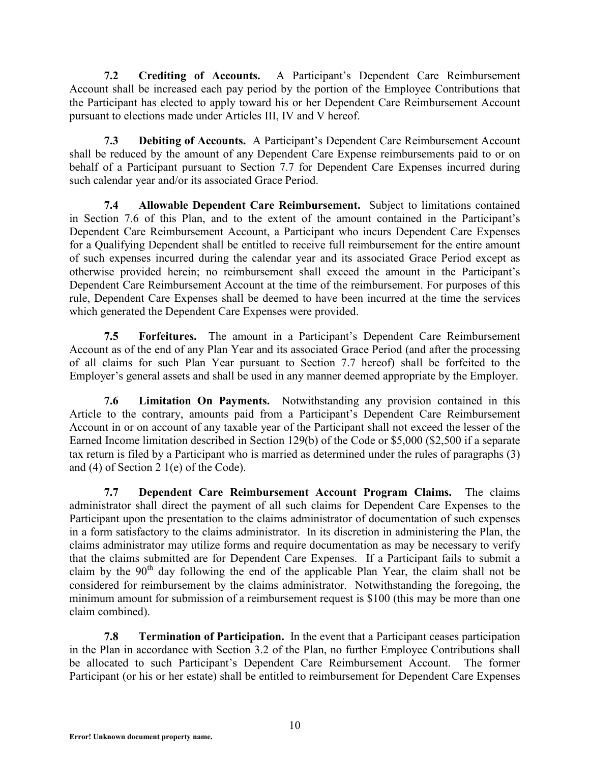**7.2 Crediting of Accounts.** A Participant's Dependent Care Reimbursement Account shall be increased each pay period by the portion of the Employee Contributions that the Participant has elected to apply toward his or her Dependent Care Reimbursement Account pursuant to elections made under Articles III, IV and V hereof.

**7.3 Debiting of Accounts.** A Participant's Dependent Care Reimbursement Account shall be reduced by the amount of any Dependent Care Expense reimbursements paid to or on behalf of a Participant pursuant to Section 7.7 for Dependent Care Expenses incurred during such calendar year and/or its associated Grace Period.

**7.4 Allowable Dependent Care Reimbursement.** Subject to limitations contained in Section 7.6 of this Plan, and to the extent of the amount contained in the Participant's Dependent Care Reimbursement Account, a Participant who incurs Dependent Care Expenses for a Qualifying Dependent shall be entitled to receive full reimbursement for the entire amount of such expenses incurred during the calendar year and its associated Grace Period except as otherwise provided herein; no reimbursement shall exceed the amount in the Participant's Dependent Care Reimbursement Account at the time of the reimbursement. For purposes of this rule, Dependent Care Expenses shall be deemed to have been incurred at the time the services which generated the Dependent Care Expenses were provided.

**7.5 Forfeitures.** The amount in a Participant's Dependent Care Reimbursement Account as of the end of any Plan Year and its associated Grace Period (and after the processing of all claims for such Plan Year pursuant to Section 7.7 hereof) shall be forfeited to the Employer's general assets and shall be used in any manner deemed appropriate by the Employer.

**7.6 Limitation On Payments.** Notwithstanding any provision contained in this Article to the contrary, amounts paid from a Participant's Dependent Care Reimbursement Account in or on account of any taxable year of the Participant shall not exceed the lesser of the Earned Income limitation described in Section 129(b) of the Code or $5,000 ($2,500 if a separate tax return is filed by a Participant who is married as determined under the rules of paragraphs (3) and (4) of Section 2 1(e) of the Code).

**7.7 Dependent Care Reimbursement Account Program Claims.** The claims administrator shall direct the payment of all such claims for Dependent Care Expenses to the Participant upon the presentation to the claims administrator of documentation of such expenses in a form satisfactory to the claims administrator. In its discretion in administering the Plan, the claims administrator may utilize forms and require documentation as may be necessary to verify that the claims submitted are for Dependent Care Expenses. If a Participant fails to submit a claim by the 90th day following the end of the applicable Plan Year, the claim shall not be considered for reimbursement by the claims administrator. Notwithstanding the foregoing, the minimum amount for submission of a reimbursement request is $100 (this may be more than one claim combined).

**7.8 Termination of Participation.** In the event that a Participant ceases participation in the Plan in accordance with Section 3.2 of the Plan, no further Employee Contributions shall be allocated to such Participant's Dependent Care Reimbursement Account. The former Participant (or his or her estate) shall be entitled to reimbursement for Dependent Care Expenses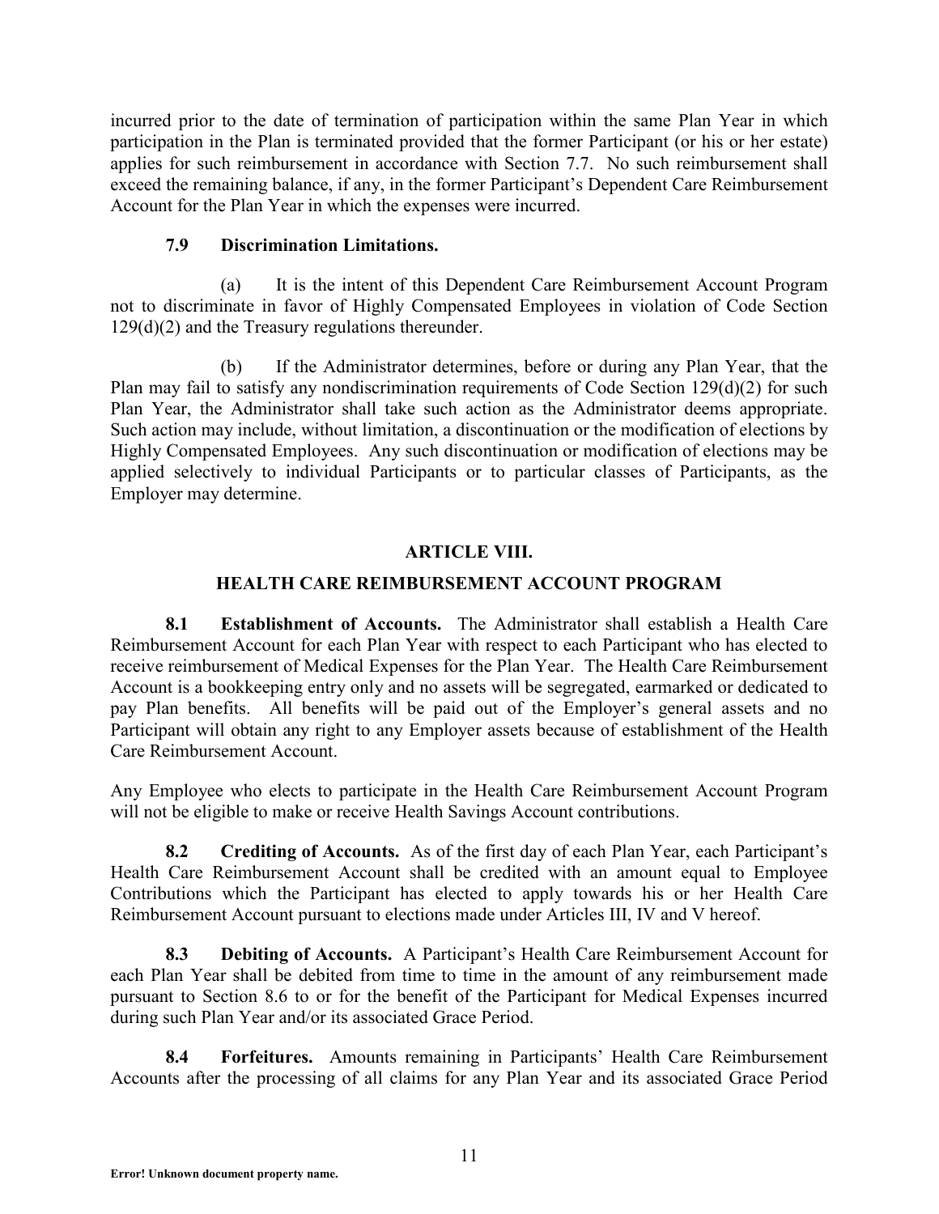incurred prior to the date of termination of participation within the same Plan Year in which participation in the Plan is terminated provided that the former Participant (or his or her estate) applies for such reimbursement in accordance with Section 7.7. No such reimbursement shall exceed the remaining balance, if any, in the former Participant's Dependent Care Reimbursement Account for the Plan Year in which the expenses were incurred.

**7.9 Discrimination Limitations.**

(a) It is the intent of this Dependent Care Reimbursement Account Program not to discriminate in favor of Highly Compensated Employees in violation of Code Section 129(d)(2) and the Treasury regulations thereunder.

(b) If the Administrator determines, before or during any Plan Year, that the Plan may fail to satisfy any nondiscrimination requirements of Code Section 129(d)(2) for such Plan Year, the Administrator shall take such action as the Administrator deems appropriate. Such action may include, without limitation, a discontinuation or the modification of elections by Highly Compensated Employees. Any such discontinuation or modification of elections may be applied selectively to individual Participants or to particular classes of Participants, as the Employer may determine.

## ARTICLE VIII.

## HEALTH CARE REIMBURSEMENT ACCOUNT PROGRAM

**8.1 Establishment of Accounts.** The Administrator shall establish a Health Care Reimbursement Account for each Plan Year with respect to each Participant who has elected to receive reimbursement of Medical Expenses for the Plan Year. The Health Care Reimbursement Account is a bookkeeping entry only and no assets will be segregated, earmarked or dedicated to pay Plan benefits. All benefits will be paid out of the Employer's general assets and no Participant will obtain any right to any Employer assets because of establishment of the Health Care Reimbursement Account.

Any Employee who elects to participate in the Health Care Reimbursement Account Program will not be eligible to make or receive Health Savings Account contributions.

**8.2 Crediting of Accounts.** As of the first day of each Plan Year, each Participant's Health Care Reimbursement Account shall be credited with an amount equal to Employee Contributions which the Participant has elected to apply towards his or her Health Care Reimbursement Account pursuant to elections made under Articles III, IV and V hereof.

**8.3 Debiting of Accounts.** A Participant's Health Care Reimbursement Account for each Plan Year shall be debited from time to time in the amount of any reimbursement made pursuant to Section 8.6 to or for the benefit of the Participant for Medical Expenses incurred during such Plan Year and/or its associated Grace Period.

**8.4 Forfeitures.** Amounts remaining in Participants' Health Care Reimbursement Accounts after the processing of all claims for any Plan Year and its associated Grace Period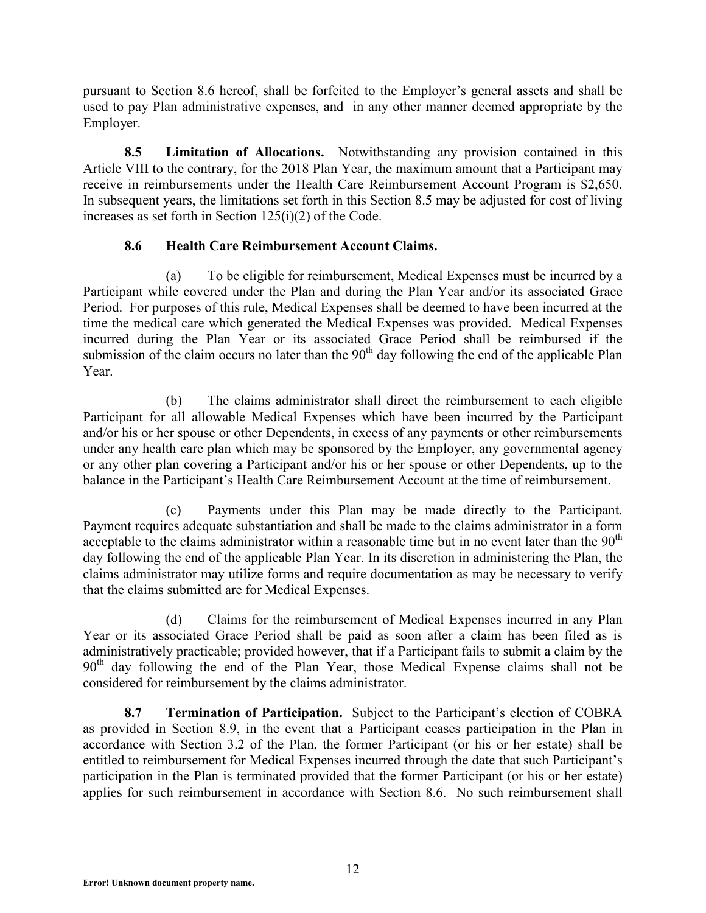pursuant to Section 8.6 hereof, shall be forfeited to the Employer's general assets and shall be used to pay Plan administrative expenses, and in any other manner deemed appropriate by the Employer.

**8.5 Limitation of Allocations.** Notwithstanding any provision contained in this Article VIII to the contrary, for the 2018 Plan Year, the maximum amount that a Participant may receive in reimbursements under the Health Care Reimbursement Account Program is $2,650. In subsequent years, the limitations set forth in this Section 8.5 may be adjusted for cost of living increases as set forth in Section 125(i)(2) of the Code.

**8.6 Health Care Reimbursement Account Claims.**

(a) To be eligible for reimbursement, Medical Expenses must be incurred by a Participant while covered under the Plan and during the Plan Year and/or its associated Grace Period. For purposes of this rule, Medical Expenses shall be deemed to have been incurred at the time the medical care which generated the Medical Expenses was provided. Medical Expenses incurred during the Plan Year or its associated Grace Period shall be reimbursed if the submission of the claim occurs no later than the 90th day following the end of the applicable Plan Year.

(b) The claims administrator shall direct the reimbursement to each eligible Participant for all allowable Medical Expenses which have been incurred by the Participant and/or his or her spouse or other Dependents, in excess of any payments or other reimbursements under any health care plan which may be sponsored by the Employer, any governmental agency or any other plan covering a Participant and/or his or her spouse or other Dependents, up to the balance in the Participant's Health Care Reimbursement Account at the time of reimbursement.

(c) Payments under this Plan may be made directly to the Participant. Payment requires adequate substantiation and shall be made to the claims administrator in a form acceptable to the claims administrator within a reasonable time but in no event later than the 90th day following the end of the applicable Plan Year. In its discretion in administering the Plan, the claims administrator may utilize forms and require documentation as may be necessary to verify that the claims submitted are for Medical Expenses.

(d) Claims for the reimbursement of Medical Expenses incurred in any Plan Year or its associated Grace Period shall be paid as soon after a claim has been filed as is administratively practicable; provided however, that if a Participant fails to submit a claim by the 90th day following the end of the Plan Year, those Medical Expense claims shall not be considered for reimbursement by the claims administrator.

**8.7 Termination of Participation.** Subject to the Participant's election of COBRA as provided in Section 8.9, in the event that a Participant ceases participation in the Plan in accordance with Section 3.2 of the Plan, the former Participant (or his or her estate) shall be entitled to reimbursement for Medical Expenses incurred through the date that such Participant's participation in the Plan is terminated provided that the former Participant (or his or her estate) applies for such reimbursement in accordance with Section 8.6. No such reimbursement shall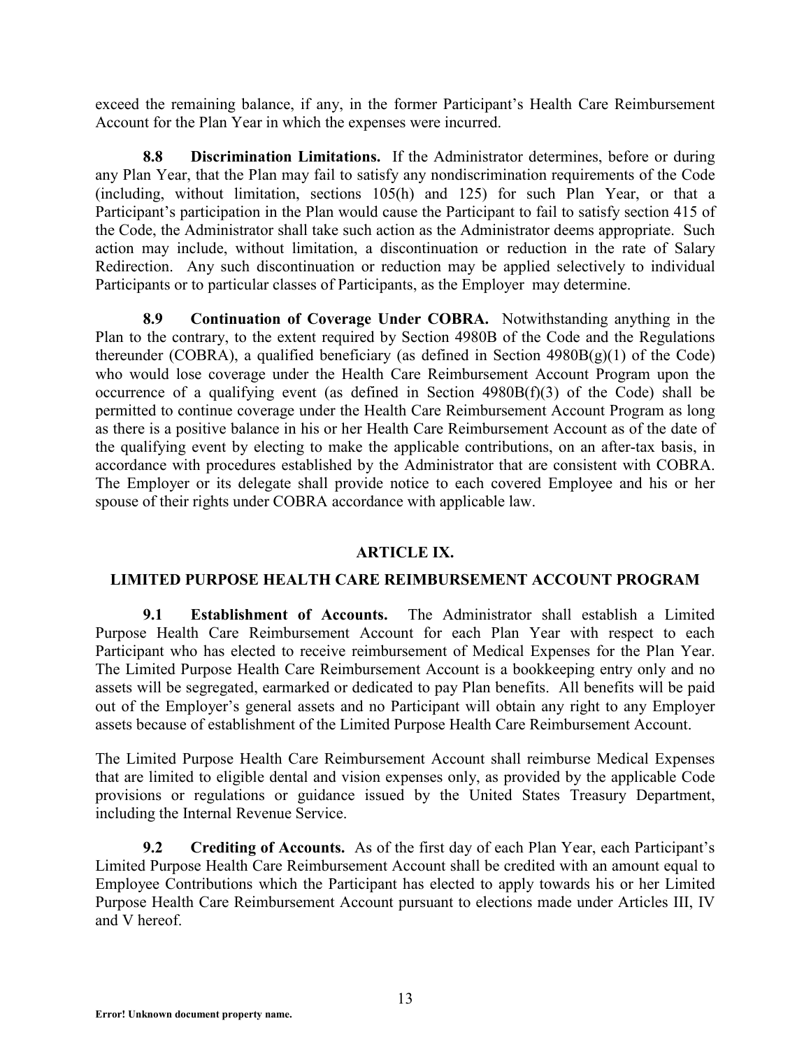exceed the remaining balance, if any, in the former Participant's Health Care Reimbursement Account for the Plan Year in which the expenses were incurred.

**8.8 Discrimination Limitations.** If the Administrator determines, before or during any Plan Year, that the Plan may fail to satisfy any nondiscrimination requirements of the Code (including, without limitation, sections 105(h) and 125) for such Plan Year, or that a Participant's participation in the Plan would cause the Participant to fail to satisfy section 415 of the Code, the Administrator shall take such action as the Administrator deems appropriate. Such action may include, without limitation, a discontinuation or reduction in the rate of Salary Redirection. Any such discontinuation or reduction may be applied selectively to individual Participants or to particular classes of Participants, as the Employer may determine.

**8.9 Continuation of Coverage Under COBRA.** Notwithstanding anything in the Plan to the contrary, to the extent required by Section 4980B of the Code and the Regulations thereunder (COBRA), a qualified beneficiary (as defined in Section 4980B(g)(1) of the Code) who would lose coverage under the Health Care Reimbursement Account Program upon the occurrence of a qualifying event (as defined in Section 4980B(f)(3) of the Code) shall be permitted to continue coverage under the Health Care Reimbursement Account Program as long as there is a positive balance in his or her Health Care Reimbursement Account as of the date of the qualifying event by electing to make the applicable contributions, on an after-tax basis, in accordance with procedures established by the Administrator that are consistent with COBRA. The Employer or its delegate shall provide notice to each covered Employee and his or her spouse of their rights under COBRA accordance with applicable law.

## ARTICLE IX.

## LIMITED PURPOSE HEALTH CARE REIMBURSEMENT ACCOUNT PROGRAM

**9.1 Establishment of Accounts.** The Administrator shall establish a Limited Purpose Health Care Reimbursement Account for each Plan Year with respect to each Participant who has elected to receive reimbursement of Medical Expenses for the Plan Year. The Limited Purpose Health Care Reimbursement Account is a bookkeeping entry only and no assets will be segregated, earmarked or dedicated to pay Plan benefits. All benefits will be paid out of the Employer's general assets and no Participant will obtain any right to any Employer assets because of establishment of the Limited Purpose Health Care Reimbursement Account.

The Limited Purpose Health Care Reimbursement Account shall reimburse Medical Expenses that are limited to eligible dental and vision expenses only, as provided by the applicable Code provisions or regulations or guidance issued by the United States Treasury Department, including the Internal Revenue Service.

**9.2 Crediting of Accounts.** As of the first day of each Plan Year, each Participant's Limited Purpose Health Care Reimbursement Account shall be credited with an amount equal to Employee Contributions which the Participant has elected to apply towards his or her Limited Purpose Health Care Reimbursement Account pursuant to elections made under Articles III, IV and V hereof.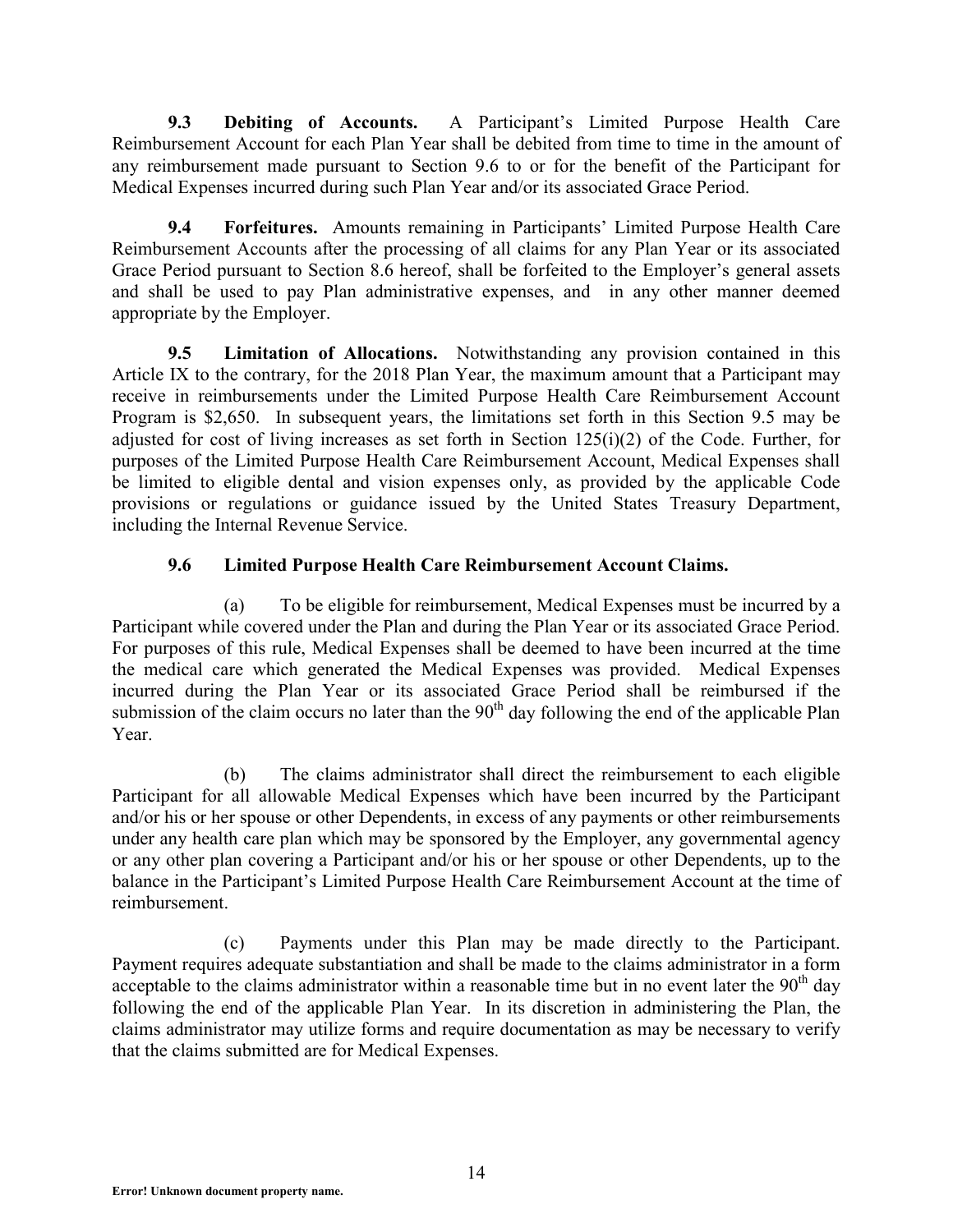**9.3 Debiting of Accounts.** A Participant's Limited Purpose Health Care Reimbursement Account for each Plan Year shall be debited from time to time in the amount of any reimbursement made pursuant to Section 9.6 to or for the benefit of the Participant for Medical Expenses incurred during such Plan Year and/or its associated Grace Period.

**9.4 Forfeitures.** Amounts remaining in Participants' Limited Purpose Health Care Reimbursement Accounts after the processing of all claims for any Plan Year or its associated Grace Period pursuant to Section 8.6 hereof, shall be forfeited to the Employer's general assets and shall be used to pay Plan administrative expenses, and in any other manner deemed appropriate by the Employer.

**9.5 Limitation of Allocations.** Notwithstanding any provision contained in this Article IX to the contrary, for the 2018 Plan Year, the maximum amount that a Participant may receive in reimbursements under the Limited Purpose Health Care Reimbursement Account Program is $2,650. In subsequent years, the limitations set forth in this Section 9.5 may be adjusted for cost of living increases as set forth in Section 125(i)(2) of the Code. Further, for purposes of the Limited Purpose Health Care Reimbursement Account, Medical Expenses shall be limited to eligible dental and vision expenses only, as provided by the applicable Code provisions or regulations or guidance issued by the United States Treasury Department, including the Internal Revenue Service.

**9.6 Limited Purpose Health Care Reimbursement Account Claims.**

(a) To be eligible for reimbursement, Medical Expenses must be incurred by a Participant while covered under the Plan and during the Plan Year or its associated Grace Period. For purposes of this rule, Medical Expenses shall be deemed to have been incurred at the time the medical care which generated the Medical Expenses was provided. Medical Expenses incurred during the Plan Year or its associated Grace Period shall be reimbursed if the submission of the claim occurs no later than the 90th day following the end of the applicable Plan Year.

(b) The claims administrator shall direct the reimbursement to each eligible Participant for all allowable Medical Expenses which have been incurred by the Participant and/or his or her spouse or other Dependents, in excess of any payments or other reimbursements under any health care plan which may be sponsored by the Employer, any governmental agency or any other plan covering a Participant and/or his or her spouse or other Dependents, up to the balance in the Participant's Limited Purpose Health Care Reimbursement Account at the time of reimbursement.

(c) Payments under this Plan may be made directly to the Participant. Payment requires adequate substantiation and shall be made to the claims administrator in a form acceptable to the claims administrator within a reasonable time but in no event later the 90th day following the end of the applicable Plan Year. In its discretion in administering the Plan, the claims administrator may utilize forms and require documentation as may be necessary to verify that the claims submitted are for Medical Expenses.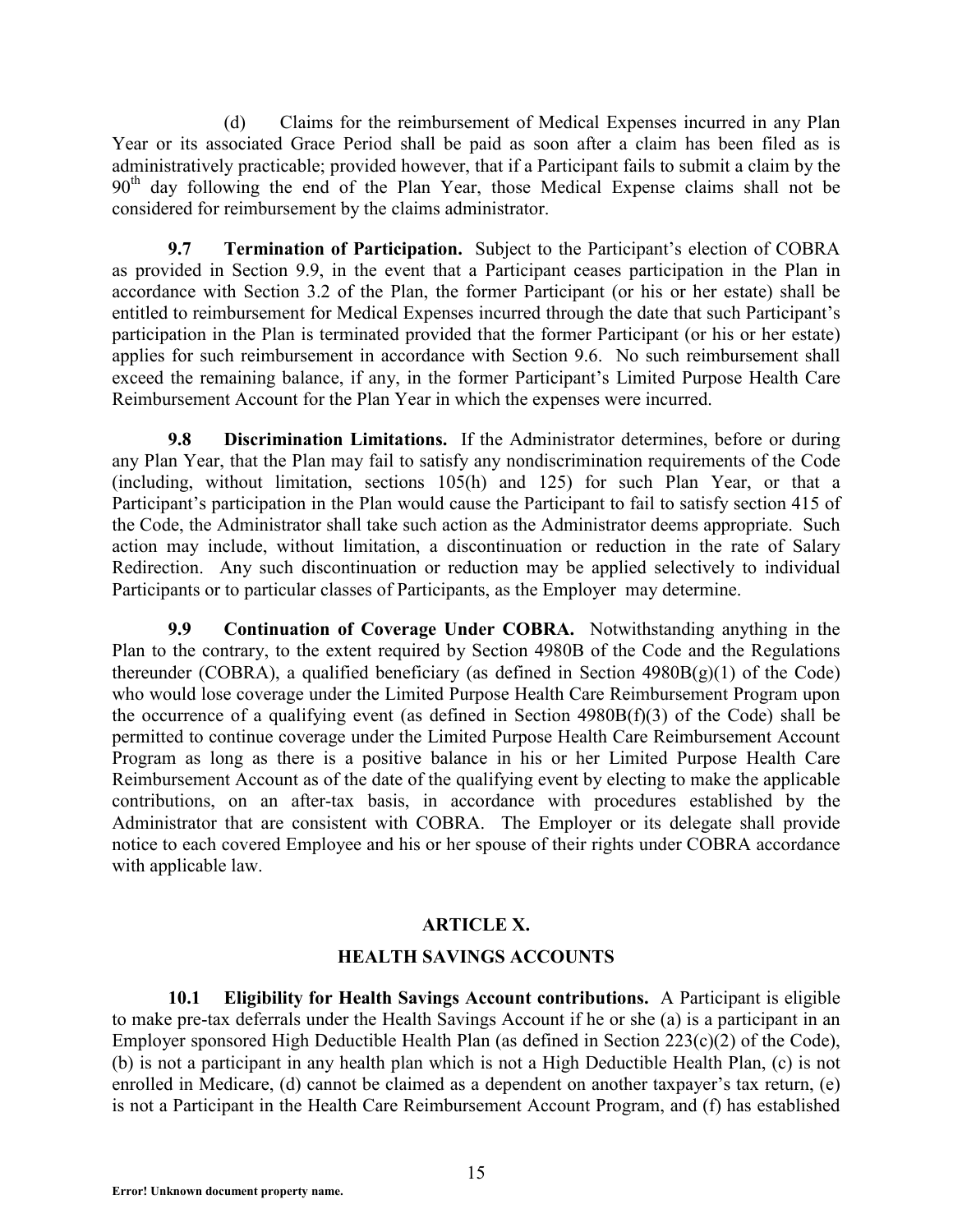(d) Claims for the reimbursement of Medical Expenses incurred in any Plan Year or its associated Grace Period shall be paid as soon after a claim has been filed as is administratively practicable; provided however, that if a Participant fails to submit a claim by the 90th day following the end of the Plan Year, those Medical Expense claims shall not be considered for reimbursement by the claims administrator.

**9.7 Termination of Participation.** Subject to the Participant's election of COBRA as provided in Section 9.9, in the event that a Participant ceases participation in the Plan in accordance with Section 3.2 of the Plan, the former Participant (or his or her estate) shall be entitled to reimbursement for Medical Expenses incurred through the date that such Participant's participation in the Plan is terminated provided that the former Participant (or his or her estate) applies for such reimbursement in accordance with Section 9.6. No such reimbursement shall exceed the remaining balance, if any, in the former Participant's Limited Purpose Health Care Reimbursement Account for the Plan Year in which the expenses were incurred.

**9.8 Discrimination Limitations.** If the Administrator determines, before or during any Plan Year, that the Plan may fail to satisfy any nondiscrimination requirements of the Code (including, without limitation, sections 105(h) and 125) for such Plan Year, or that a Participant's participation in the Plan would cause the Participant to fail to satisfy section 415 of the Code, the Administrator shall take such action as the Administrator deems appropriate. Such action may include, without limitation, a discontinuation or reduction in the rate of Salary Redirection. Any such discontinuation or reduction may be applied selectively to individual Participants or to particular classes of Participants, as the Employer may determine.

**9.9 Continuation of Coverage Under COBRA.** Notwithstanding anything in the Plan to the contrary, to the extent required by Section 4980B of the Code and the Regulations thereunder (COBRA), a qualified beneficiary (as defined in Section 4980B(g)(1) of the Code) who would lose coverage under the Limited Purpose Health Care Reimbursement Program upon the occurrence of a qualifying event (as defined in Section 4980B(f)(3) of the Code) shall be permitted to continue coverage under the Limited Purpose Health Care Reimbursement Account Program as long as there is a positive balance in his or her Limited Purpose Health Care Reimbursement Account as of the date of the qualifying event by electing to make the applicable contributions, on an after-tax basis, in accordance with procedures established by the Administrator that are consistent with COBRA. The Employer or its delegate shall provide notice to each covered Employee and his or her spouse of their rights under COBRA accordance with applicable law.

## ARTICLE X.

## HEALTH SAVINGS ACCOUNTS

**10.1 Eligibility for Health Savings Account contributions.** A Participant is eligible to make pre-tax deferrals under the Health Savings Account if he or she (a) is a participant in an Employer sponsored High Deductible Health Plan (as defined in Section 223(c)(2) of the Code), (b) is not a participant in any health plan which is not a High Deductible Health Plan, (c) is not enrolled in Medicare, (d) cannot be claimed as a dependent on another taxpayer's tax return, (e) is not a Participant in the Health Care Reimbursement Account Program, and (f) has established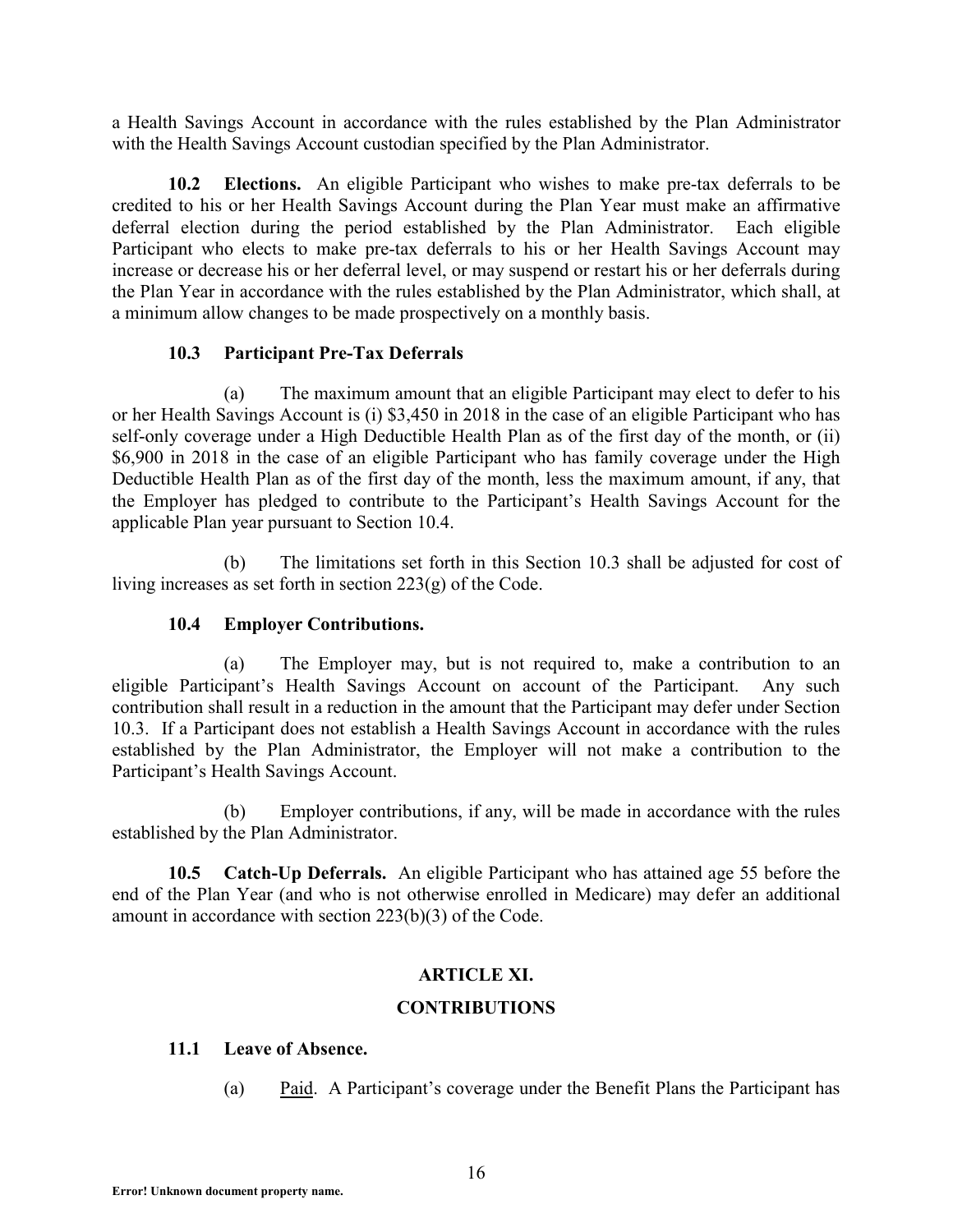a Health Savings Account in accordance with the rules established by the Plan Administrator with the Health Savings Account custodian specified by the Plan Administrator.

**10.2 Elections.** An eligible Participant who wishes to make pre-tax deferrals to be credited to his or her Health Savings Account during the Plan Year must make an affirmative deferral election during the period established by the Plan Administrator. Each eligible Participant who elects to make pre-tax deferrals to his or her Health Savings Account may increase or decrease his or her deferral level, or may suspend or restart his or her deferrals during the Plan Year in accordance with the rules established by the Plan Administrator, which shall, at a minimum allow changes to be made prospectively on a monthly basis.

**10.3 Participant Pre-Tax Deferrals**

(a) The maximum amount that an eligible Participant may elect to defer to his or her Health Savings Account is (i) $3,450 in 2018 in the case of an eligible Participant who has self-only coverage under a High Deductible Health Plan as of the first day of the month, or (ii) $6,900 in 2018 in the case of an eligible Participant who has family coverage under the High Deductible Health Plan as of the first day of the month, less the maximum amount, if any, that the Employer has pledged to contribute to the Participant's Health Savings Account for the applicable Plan year pursuant to Section 10.4.

(b) The limitations set forth in this Section 10.3 shall be adjusted for cost of living increases as set forth in section 223(g) of the Code.

**10.4 Employer Contributions.**

(a) The Employer may, but is not required to, make a contribution to an eligible Participant's Health Savings Account on account of the Participant. Any such contribution shall result in a reduction in the amount that the Participant may defer under Section 10.3. If a Participant does not establish a Health Savings Account in accordance with the rules established by the Plan Administrator, the Employer will not make a contribution to the Participant's Health Savings Account.

(b) Employer contributions, if any, will be made in accordance with the rules established by the Plan Administrator.

**10.5 Catch-Up Deferrals.** An eligible Participant who has attained age 55 before the end of the Plan Year (and who is not otherwise enrolled in Medicare) may defer an additional amount in accordance with section 223(b)(3) of the Code.

## ARTICLE XI.

## CONTRIBUTIONS

**11.1 Leave of Absence.**

(a) Paid. A Participant's coverage under the Benefit Plans the Participant has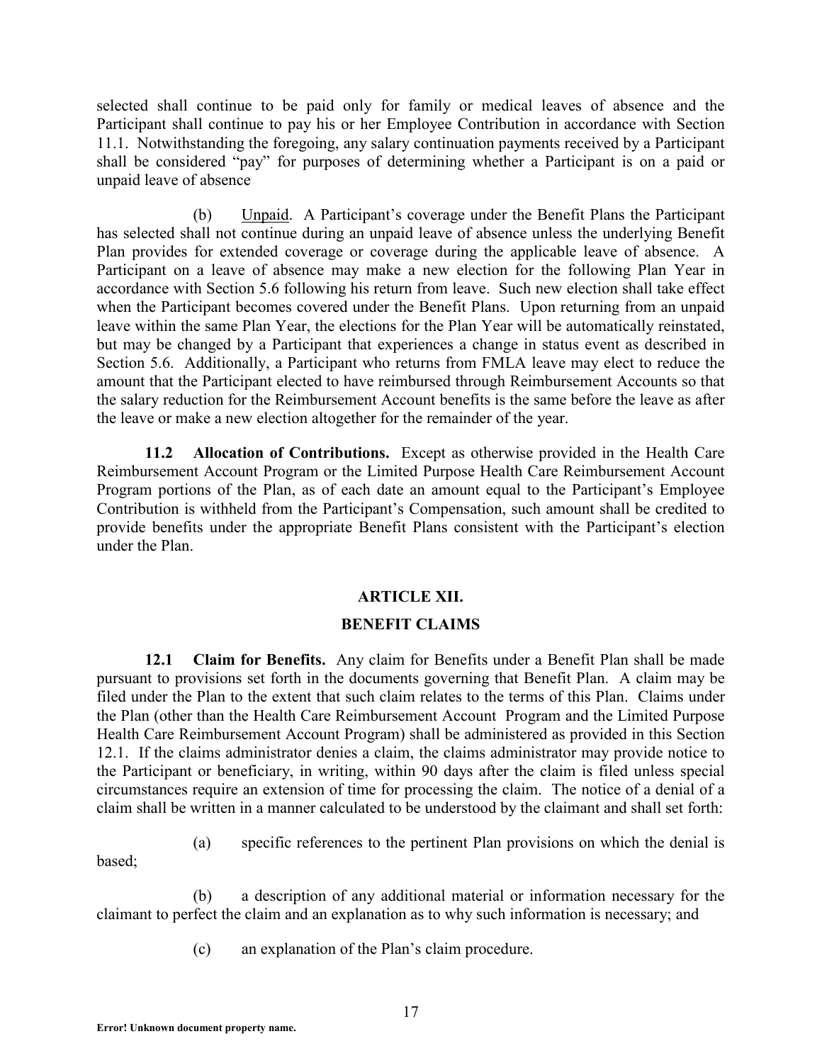selected shall continue to be paid only for family or medical leaves of absence and the Participant shall continue to pay his or her Employee Contribution in accordance with Section 11.1. Notwithstanding the foregoing, any salary continuation payments received by a Participant shall be considered "pay" for purposes of determining whether a Participant is on a paid or unpaid leave of absence

(b) Unpaid. A Participant's coverage under the Benefit Plans the Participant has selected shall not continue during an unpaid leave of absence unless the underlying Benefit Plan provides for extended coverage or coverage during the applicable leave of absence. A Participant on a leave of absence may make a new election for the following Plan Year in accordance with Section 5.6 following his return from leave. Such new election shall take effect when the Participant becomes covered under the Benefit Plans. Upon returning from an unpaid leave within the same Plan Year, the elections for the Plan Year will be automatically reinstated, but may be changed by a Participant that experiences a change in status event as described in Section 5.6. Additionally, a Participant who returns from FMLA leave may elect to reduce the amount that the Participant elected to have reimbursed through Reimbursement Accounts so that the salary reduction for the Reimbursement Account benefits is the same before the leave as after the leave or make a new election altogether for the remainder of the year.

**11.2 Allocation of Contributions.** Except as otherwise provided in the Health Care Reimbursement Account Program or the Limited Purpose Health Care Reimbursement Account Program portions of the Plan, as of each date an amount equal to the Participant's Employee Contribution is withheld from the Participant's Compensation, such amount shall be credited to provide benefits under the appropriate Benefit Plans consistent with the Participant's election under the Plan.

## ARTICLE XII.

## BENEFIT CLAIMS

**12.1 Claim for Benefits.** Any claim for Benefits under a Benefit Plan shall be made pursuant to provisions set forth in the documents governing that Benefit Plan. A claim may be filed under the Plan to the extent that such claim relates to the terms of this Plan. Claims under the Plan (other than the Health Care Reimbursement Account Program and the Limited Purpose Health Care Reimbursement Account Program) shall be administered as provided in this Section 12.1. If the claims administrator denies a claim, the claims administrator may provide notice to the Participant or beneficiary, in writing, within 90 days after the claim is filed unless special circumstances require an extension of time for processing the claim. The notice of a denial of a claim shall be written in a manner calculated to be understood by the claimant and shall set forth:

(a) specific references to the pertinent Plan provisions on which the denial is based;

(b) a description of any additional material or information necessary for the claimant to perfect the claim and an explanation as to why such information is necessary; and

(c) an explanation of the Plan's claim procedure.

Error! Unknown document property name.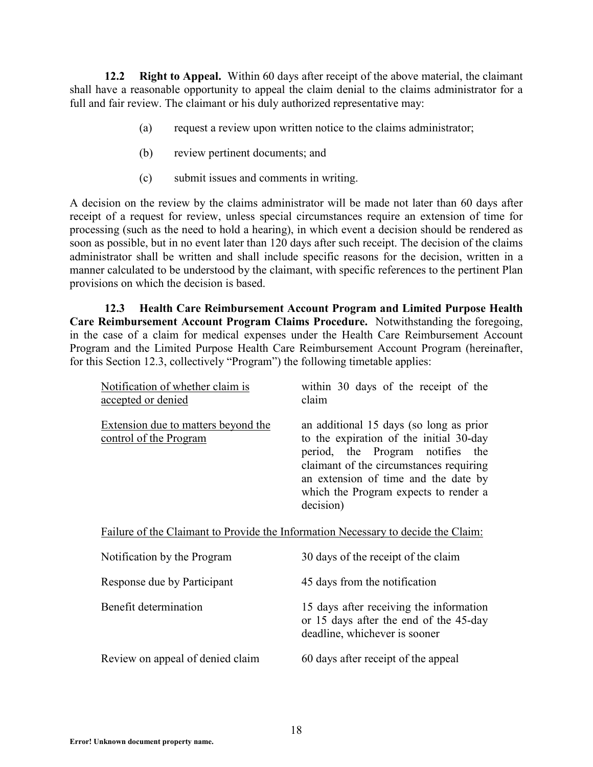**12.2 Right to Appeal.** Within 60 days after receipt of the above material, the claimant shall have a reasonable opportunity to appeal the claim denial to the claims administrator for a full and fair review. The claimant or his duly authorized representative may:

(a) request a review upon written notice to the claims administrator;

(b) review pertinent documents; and

(c) submit issues and comments in writing.

A decision on the review by the claims administrator will be made not later than 60 days after receipt of a request for review, unless special circumstances require an extension of time for processing (such as the need to hold a hearing), in which event a decision should be rendered as soon as possible, but in no event later than 120 days after such receipt. The decision of the claims administrator shall be written and shall include specific reasons for the decision, written in a manner calculated to be understood by the claimant, with specific references to the pertinent Plan provisions on which the decision is based.

**12.3 Health Care Reimbursement Account Program and Limited Purpose Health Care Reimbursement Account Program Claims Procedure.** Notwithstanding the foregoing, in the case of a claim for medical expenses under the Health Care Reimbursement Account Program and the Limited Purpose Health Care Reimbursement Account Program (hereinafter, for this Section 12.3, collectively "Program") the following timetable applies:

| | |
|---|---|
| Notification of whether claim is accepted or denied | within 30 days of the receipt of the claim |
| Extension due to matters beyond the control of the Program | an additional 15 days (so long as prior to the expiration of the initial 30-day period, the Program notifies the claimant of the circumstances requiring an extension of time and the date by which the Program expects to render a decision) |

Failure of the Claimant to Provide the Information Necessary to decide the Claim:

| | |
|---|---|
| Notification by the Program | 30 days of the receipt of the claim |
| Response due by Participant | 45 days from the notification |
| Benefit determination | 15 days after receiving the information or 15 days after the end of the 45-day deadline, whichever is sooner |
| Review on appeal of denied claim | 60 days after receipt of the appeal |

Error! Unknown document property name.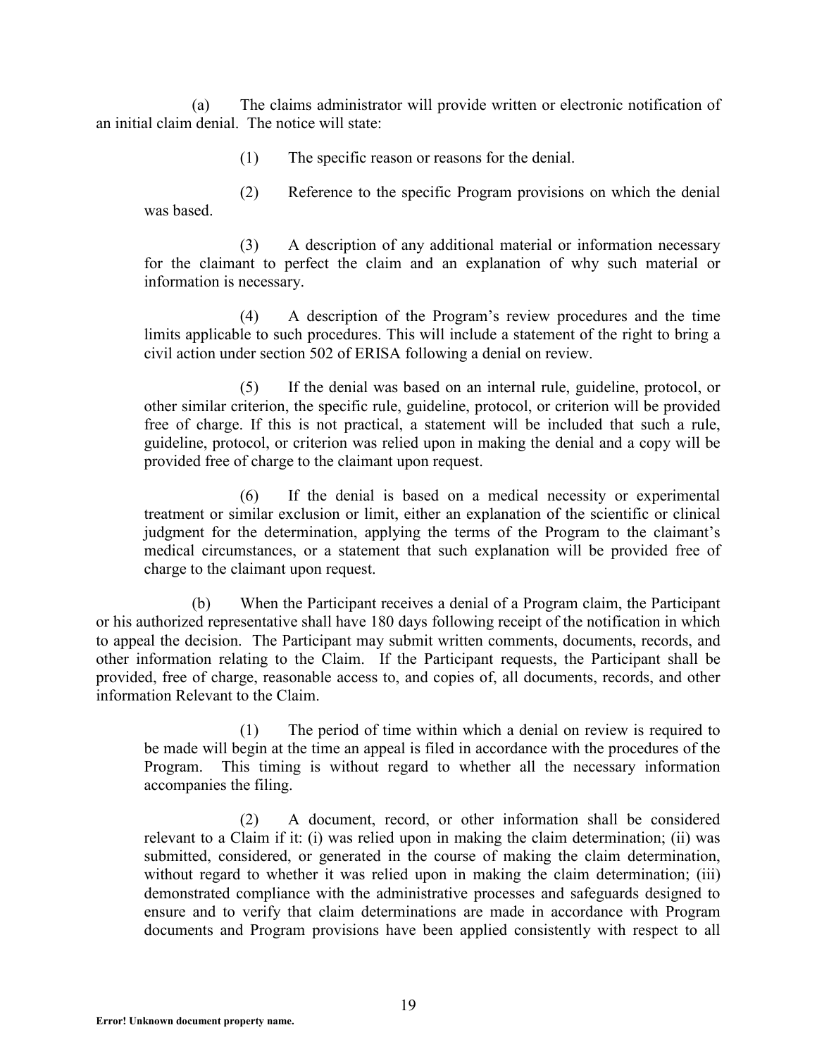(a) The claims administrator will provide written or electronic notification of an initial claim denial. The notice will state:

(1) The specific reason or reasons for the denial.

(2) Reference to the specific Program provisions on which the denial was based.

(3) A description of any additional material or information necessary for the claimant to perfect the claim and an explanation of why such material or information is necessary.

(4) A description of the Program's review procedures and the time limits applicable to such procedures. This will include a statement of the right to bring a civil action under section 502 of ERISA following a denial on review.

(5) If the denial was based on an internal rule, guideline, protocol, or other similar criterion, the specific rule, guideline, protocol, or criterion will be provided free of charge. If this is not practical, a statement will be included that such a rule, guideline, protocol, or criterion was relied upon in making the denial and a copy will be provided free of charge to the claimant upon request.

(6) If the denial is based on a medical necessity or experimental treatment or similar exclusion or limit, either an explanation of the scientific or clinical judgment for the determination, applying the terms of the Program to the claimant's medical circumstances, or a statement that such explanation will be provided free of charge to the claimant upon request.

(b) When the Participant receives a denial of a Program claim, the Participant or his authorized representative shall have 180 days following receipt of the notification in which to appeal the decision. The Participant may submit written comments, documents, records, and other information relating to the Claim. If the Participant requests, the Participant shall be provided, free of charge, reasonable access to, and copies of, all documents, records, and other information Relevant to the Claim.

(1) The period of time within which a denial on review is required to be made will begin at the time an appeal is filed in accordance with the procedures of the Program. This timing is without regard to whether all the necessary information accompanies the filing.

(2) A document, record, or other information shall be considered relevant to a Claim if it: (i) was relied upon in making the claim determination; (ii) was submitted, considered, or generated in the course of making the claim determination, without regard to whether it was relied upon in making the claim determination; (iii) demonstrated compliance with the administrative processes and safeguards designed to ensure and to verify that claim determinations are made in accordance with Program documents and Program provisions have been applied consistently with respect to all

**Error! Unknown document property name.**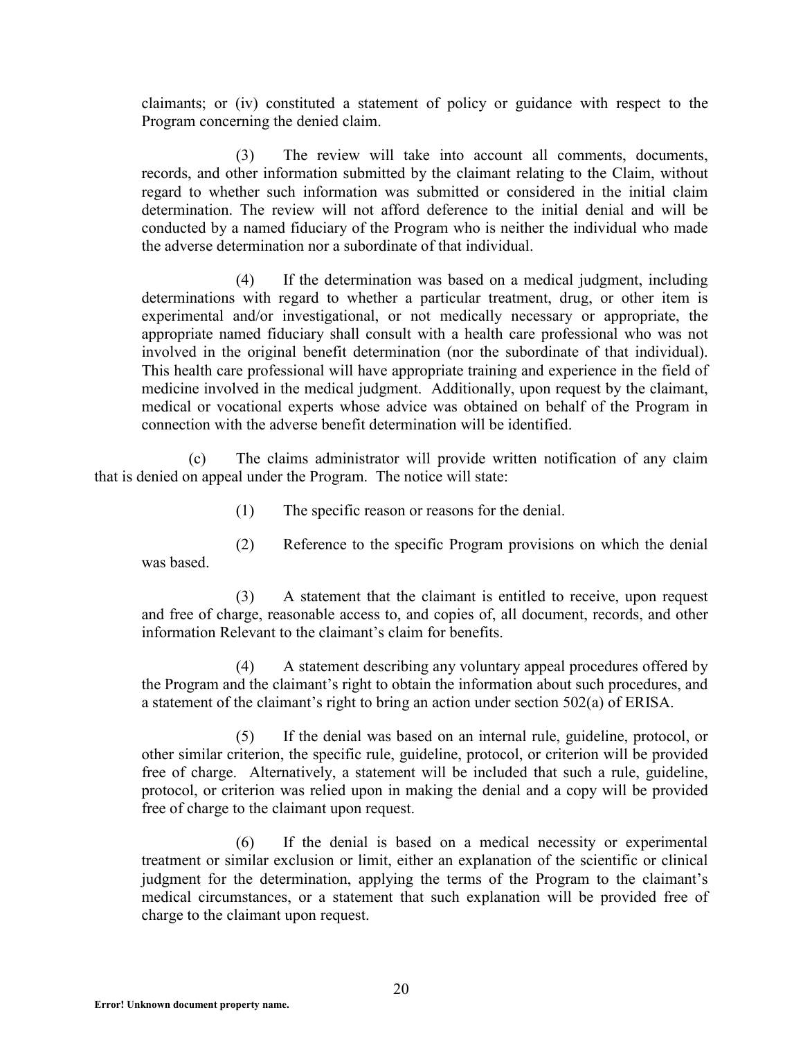claimants; or (iv) constituted a statement of policy or guidance with respect to the Program concerning the denied claim.

(3) The review will take into account all comments, documents, records, and other information submitted by the claimant relating to the Claim, without regard to whether such information was submitted or considered in the initial claim determination. The review will not afford deference to the initial denial and will be conducted by a named fiduciary of the Program who is neither the individual who made the adverse determination nor a subordinate of that individual.

(4) If the determination was based on a medical judgment, including determinations with regard to whether a particular treatment, drug, or other item is experimental and/or investigational, or not medically necessary or appropriate, the appropriate named fiduciary shall consult with a health care professional who was not involved in the original benefit determination (nor the subordinate of that individual). This health care professional will have appropriate training and experience in the field of medicine involved in the medical judgment. Additionally, upon request by the claimant, medical or vocational experts whose advice was obtained on behalf of the Program in connection with the adverse benefit determination will be identified.

(c) The claims administrator will provide written notification of any claim that is denied on appeal under the Program. The notice will state:

(1) The specific reason or reasons for the denial.

(2) Reference to the specific Program provisions on which the denial was based.

(3) A statement that the claimant is entitled to receive, upon request and free of charge, reasonable access to, and copies of, all document, records, and other information Relevant to the claimant's claim for benefits.

(4) A statement describing any voluntary appeal procedures offered by the Program and the claimant's right to obtain the information about such procedures, and a statement of the claimant's right to bring an action under section 502(a) of ERISA.

(5) If the denial was based on an internal rule, guideline, protocol, or other similar criterion, the specific rule, guideline, protocol, or criterion will be provided free of charge. Alternatively, a statement will be included that such a rule, guideline, protocol, or criterion was relied upon in making the denial and a copy will be provided free of charge to the claimant upon request.

(6) If the denial is based on a medical necessity or experimental treatment or similar exclusion or limit, either an explanation of the scientific or clinical judgment for the determination, applying the terms of the Program to the claimant's medical circumstances, or a statement that such explanation will be provided free of charge to the claimant upon request.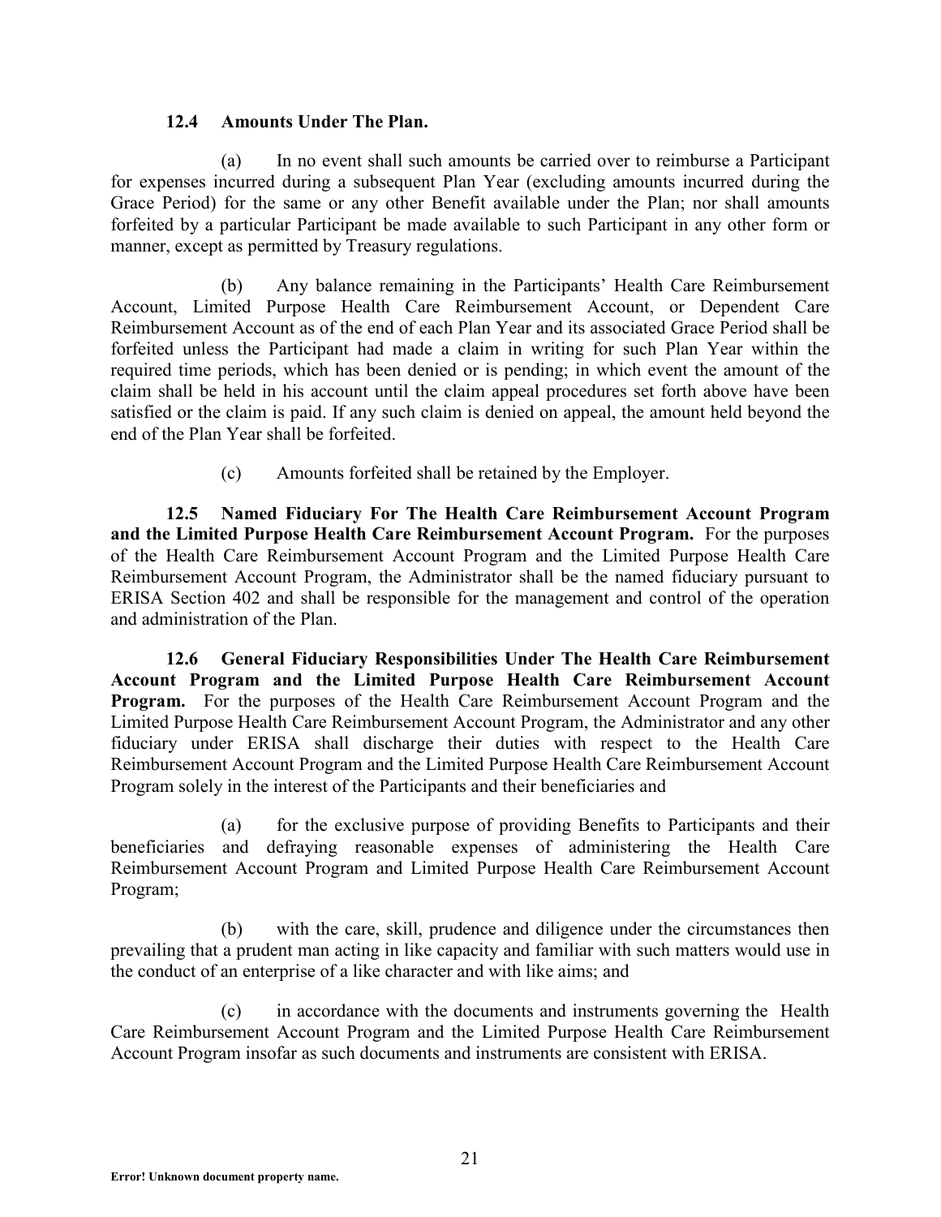**12.4 Amounts Under The Plan.**

(a) In no event shall such amounts be carried over to reimburse a Participant for expenses incurred during a subsequent Plan Year (excluding amounts incurred during the Grace Period) for the same or any other Benefit available under the Plan; nor shall amounts forfeited by a particular Participant be made available to such Participant in any other form or manner, except as permitted by Treasury regulations.

(b) Any balance remaining in the Participants' Health Care Reimbursement Account, Limited Purpose Health Care Reimbursement Account, or Dependent Care Reimbursement Account as of the end of each Plan Year and its associated Grace Period shall be forfeited unless the Participant had made a claim in writing for such Plan Year within the required time periods, which has been denied or is pending; in which event the amount of the claim shall be held in his account until the claim appeal procedures set forth above have been satisfied or the claim is paid. If any such claim is denied on appeal, the amount held beyond the end of the Plan Year shall be forfeited.

(c) Amounts forfeited shall be retained by the Employer.

**12.5 Named Fiduciary For The Health Care Reimbursement Account Program and the Limited Purpose Health Care Reimbursement Account Program.** For the purposes of the Health Care Reimbursement Account Program and the Limited Purpose Health Care Reimbursement Account Program, the Administrator shall be the named fiduciary pursuant to ERISA Section 402 and shall be responsible for the management and control of the operation and administration of the Plan.

**12.6 General Fiduciary Responsibilities Under The Health Care Reimbursement Account Program and the Limited Purpose Health Care Reimbursement Account Program.** For the purposes of the Health Care Reimbursement Account Program and the Limited Purpose Health Care Reimbursement Account Program, the Administrator and any other fiduciary under ERISA shall discharge their duties with respect to the Health Care Reimbursement Account Program and the Limited Purpose Health Care Reimbursement Account Program solely in the interest of the Participants and their beneficiaries and

(a) for the exclusive purpose of providing Benefits to Participants and their beneficiaries and defraying reasonable expenses of administering the Health Care Reimbursement Account Program and Limited Purpose Health Care Reimbursement Account Program;

(b) with the care, skill, prudence and diligence under the circumstances then prevailing that a prudent man acting in like capacity and familiar with such matters would use in the conduct of an enterprise of a like character and with like aims; and

(c) in accordance with the documents and instruments governing the Health Care Reimbursement Account Program and the Limited Purpose Health Care Reimbursement Account Program insofar as such documents and instruments are consistent with ERISA.

**Error! Unknown document property name.**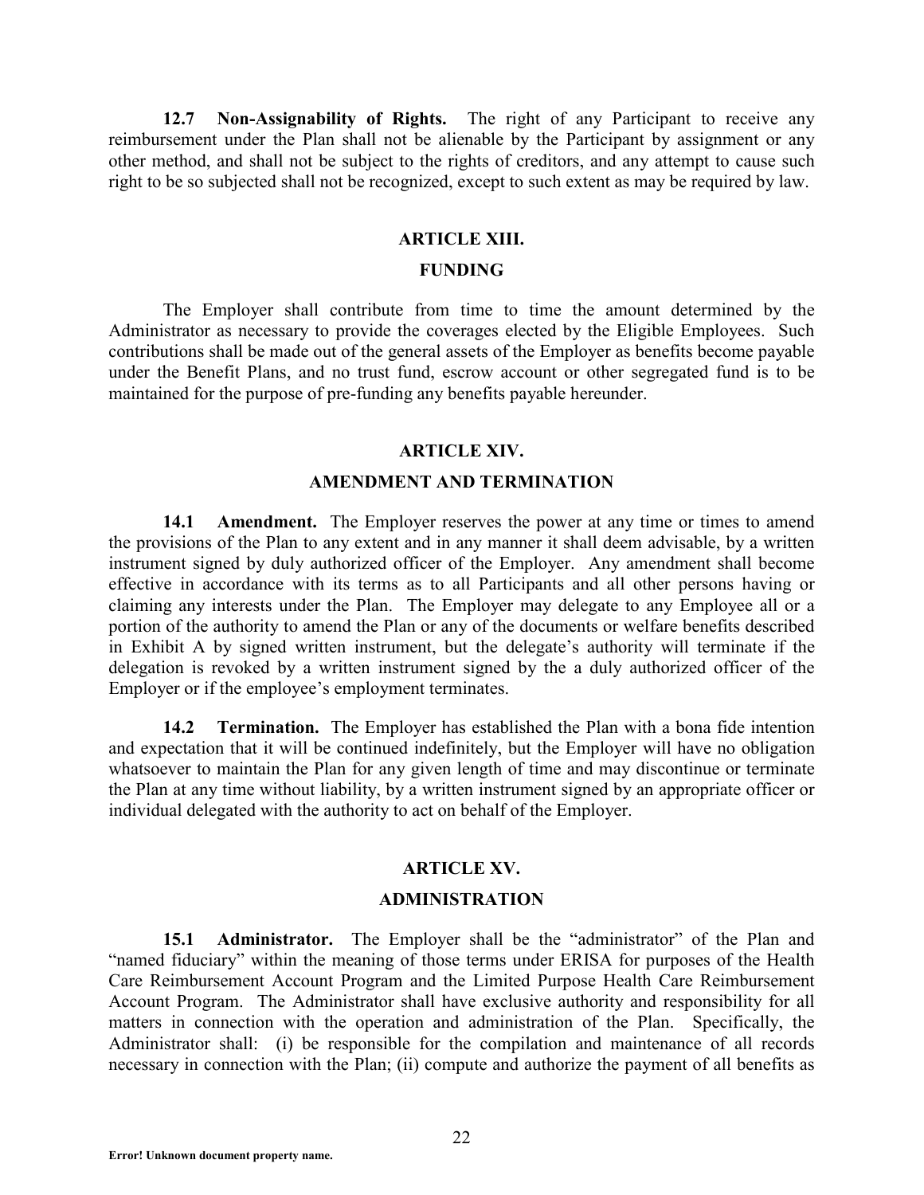**12.7 Non-Assignability of Rights.** The right of any Participant to receive any reimbursement under the Plan shall not be alienable by the Participant by assignment or any other method, and shall not be subject to the rights of creditors, and any attempt to cause such right to be so subjected shall not be recognized, except to such extent as may be required by law.

## ARTICLE XIII.

## FUNDING

The Employer shall contribute from time to time the amount determined by the Administrator as necessary to provide the coverages elected by the Eligible Employees. Such contributions shall be made out of the general assets of the Employer as benefits become payable under the Benefit Plans, and no trust fund, escrow account or other segregated fund is to be maintained for the purpose of pre-funding any benefits payable hereunder.

## ARTICLE XIV.

## AMENDMENT AND TERMINATION

**14.1 Amendment.** The Employer reserves the power at any time or times to amend the provisions of the Plan to any extent and in any manner it shall deem advisable, by a written instrument signed by duly authorized officer of the Employer. Any amendment shall become effective in accordance with its terms as to all Participants and all other persons having or claiming any interests under the Plan. The Employer may delegate to any Employee all or a portion of the authority to amend the Plan or any of the documents or welfare benefits described in Exhibit A by signed written instrument, but the delegate's authority will terminate if the delegation is revoked by a written instrument signed by the a duly authorized officer of the Employer or if the employee's employment terminates.

**14.2 Termination.** The Employer has established the Plan with a bona fide intention and expectation that it will be continued indefinitely, but the Employer will have no obligation whatsoever to maintain the Plan for any given length of time and may discontinue or terminate the Plan at any time without liability, by a written instrument signed by an appropriate officer or individual delegated with the authority to act on behalf of the Employer.

## ARTICLE XV.

## ADMINISTRATION

**15.1 Administrator.** The Employer shall be the "administrator" of the Plan and "named fiduciary" within the meaning of those terms under ERISA for purposes of the Health Care Reimbursement Account Program and the Limited Purpose Health Care Reimbursement Account Program. The Administrator shall have exclusive authority and responsibility for all matters in connection with the operation and administration of the Plan. Specifically, the Administrator shall: (i) be responsible for the compilation and maintenance of all records necessary in connection with the Plan; (ii) compute and authorize the payment of all benefits as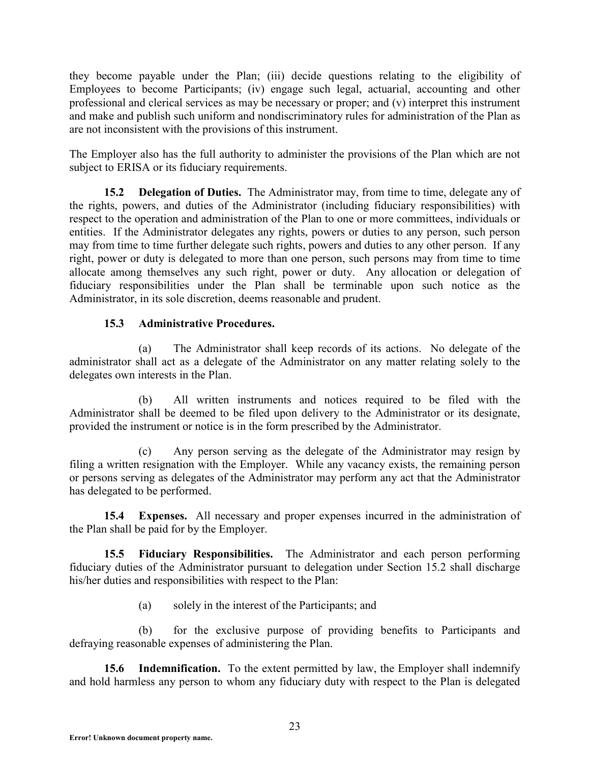they become payable under the Plan; (iii) decide questions relating to the eligibility of Employees to become Participants; (iv) engage such legal, actuarial, accounting and other professional and clerical services as may be necessary or proper; and (v) interpret this instrument and make and publish such uniform and nondiscriminatory rules for administration of the Plan as are not inconsistent with the provisions of this instrument.

The Employer also has the full authority to administer the provisions of the Plan which are not subject to ERISA or its fiduciary requirements.

**15.2 Delegation of Duties.** The Administrator may, from time to time, delegate any of the rights, powers, and duties of the Administrator (including fiduciary responsibilities) with respect to the operation and administration of the Plan to one or more committees, individuals or entities. If the Administrator delegates any rights, powers or duties to any person, such person may from time to time further delegate such rights, powers and duties to any other person. If any right, power or duty is delegated to more than one person, such persons may from time to time allocate among themselves any such right, power or duty. Any allocation or delegation of fiduciary responsibilities under the Plan shall be terminable upon such notice as the Administrator, in its sole discretion, deems reasonable and prudent.

**15.3 Administrative Procedures.**

(a) The Administrator shall keep records of its actions. No delegate of the administrator shall act as a delegate of the Administrator on any matter relating solely to the delegates own interests in the Plan.

(b) All written instruments and notices required to be filed with the Administrator shall be deemed to be filed upon delivery to the Administrator or its designate, provided the instrument or notice is in the form prescribed by the Administrator.

(c) Any person serving as the delegate of the Administrator may resign by filing a written resignation with the Employer. While any vacancy exists, the remaining person or persons serving as delegates of the Administrator may perform any act that the Administrator has delegated to be performed.

**15.4 Expenses.** All necessary and proper expenses incurred in the administration of the Plan shall be paid for by the Employer.

**15.5 Fiduciary Responsibilities.** The Administrator and each person performing fiduciary duties of the Administrator pursuant to delegation under Section 15.2 shall discharge his/her duties and responsibilities with respect to the Plan:

(a) solely in the interest of the Participants; and

(b) for the exclusive purpose of providing benefits to Participants and defraying reasonable expenses of administering the Plan.

**15.6 Indemnification.** To the extent permitted by law, the Employer shall indemnify and hold harmless any person to whom any fiduciary duty with respect to the Plan is delegated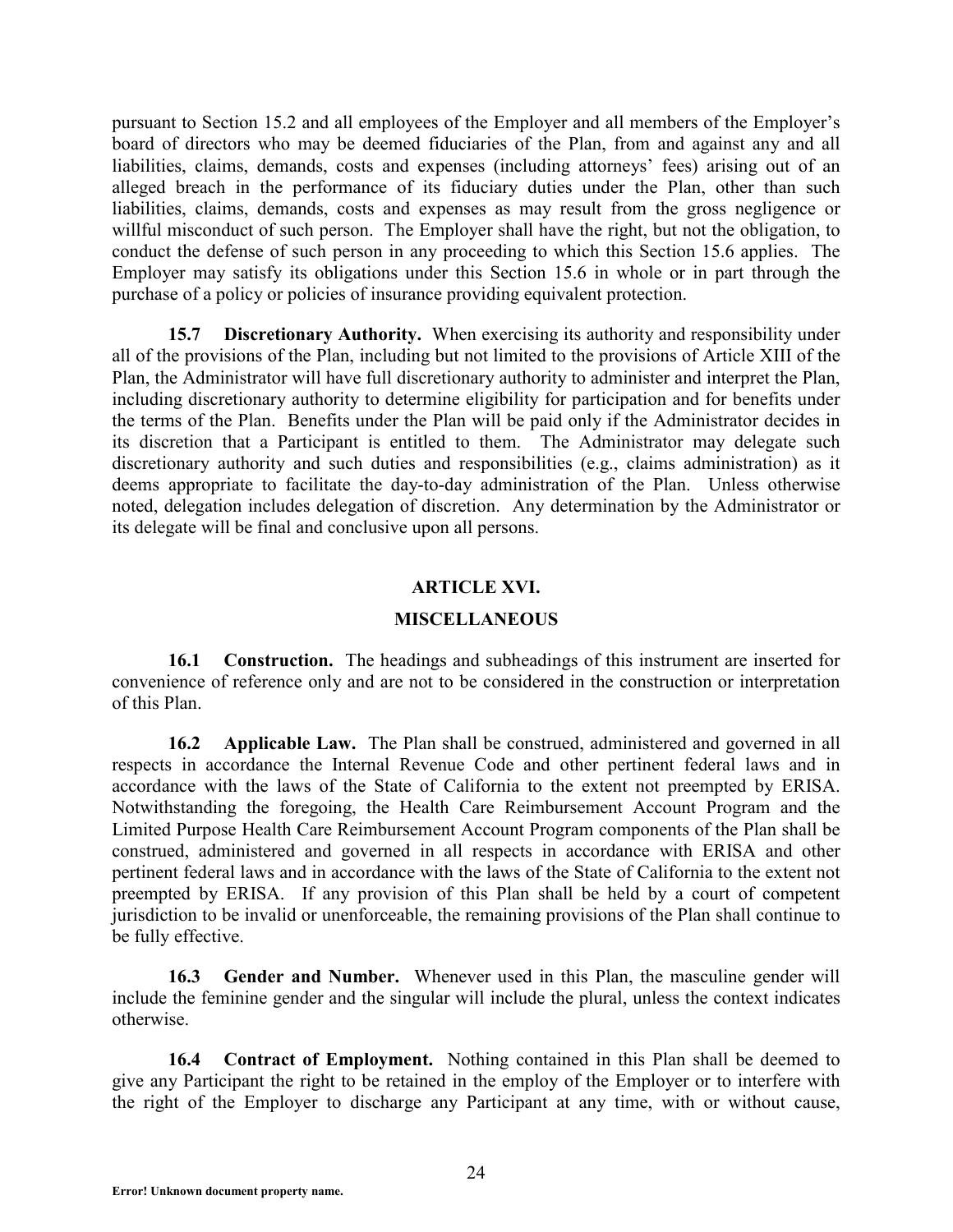pursuant to Section 15.2 and all employees of the Employer and all members of the Employer's board of directors who may be deemed fiduciaries of the Plan, from and against any and all liabilities, claims, demands, costs and expenses (including attorneys' fees) arising out of an alleged breach in the performance of its fiduciary duties under the Plan, other than such liabilities, claims, demands, costs and expenses as may result from the gross negligence or willful misconduct of such person. The Employer shall have the right, but not the obligation, to conduct the defense of such person in any proceeding to which this Section 15.6 applies. The Employer may satisfy its obligations under this Section 15.6 in whole or in part through the purchase of a policy or policies of insurance providing equivalent protection.

**15.7 Discretionary Authority.** When exercising its authority and responsibility under all of the provisions of the Plan, including but not limited to the provisions of Article XIII of the Plan, the Administrator will have full discretionary authority to administer and interpret the Plan, including discretionary authority to determine eligibility for participation and for benefits under the terms of the Plan. Benefits under the Plan will be paid only if the Administrator decides in its discretion that a Participant is entitled to them. The Administrator may delegate such discretionary authority and such duties and responsibilities (e.g., claims administration) as it deems appropriate to facilitate the day-to-day administration of the Plan. Unless otherwise noted, delegation includes delegation of discretion. Any determination by the Administrator or its delegate will be final and conclusive upon all persons.

## ARTICLE XVI.

## MISCELLANEOUS

**16.1 Construction.** The headings and subheadings of this instrument are inserted for convenience of reference only and are not to be considered in the construction or interpretation of this Plan.

**16.2 Applicable Law.** The Plan shall be construed, administered and governed in all respects in accordance the Internal Revenue Code and other pertinent federal laws and in accordance with the laws of the State of California to the extent not preempted by ERISA. Notwithstanding the foregoing, the Health Care Reimbursement Account Program and the Limited Purpose Health Care Reimbursement Account Program components of the Plan shall be construed, administered and governed in all respects in accordance with ERISA and other pertinent federal laws and in accordance with the laws of the State of California to the extent not preempted by ERISA. If any provision of this Plan shall be held by a court of competent jurisdiction to be invalid or unenforceable, the remaining provisions of the Plan shall continue to be fully effective.

**16.3 Gender and Number.** Whenever used in this Plan, the masculine gender will include the feminine gender and the singular will include the plural, unless the context indicates otherwise.

**16.4 Contract of Employment.** Nothing contained in this Plan shall be deemed to give any Participant the right to be retained in the employ of the Employer or to interfere with the right of the Employer to discharge any Participant at any time, with or without cause,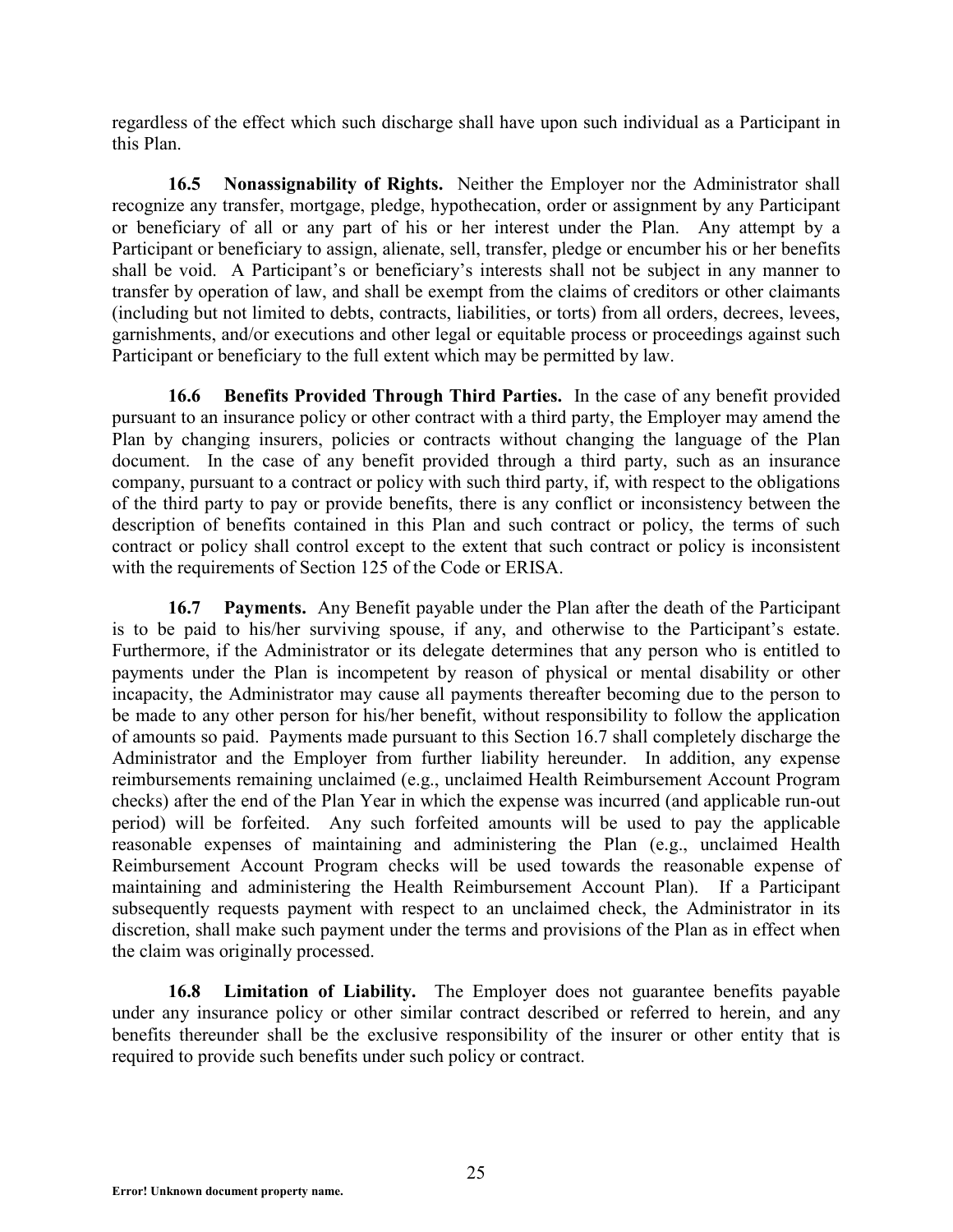regardless of the effect which such discharge shall have upon such individual as a Participant in this Plan.

**16.5 Nonassignability of Rights.** Neither the Employer nor the Administrator shall recognize any transfer, mortgage, pledge, hypothecation, order or assignment by any Participant or beneficiary of all or any part of his or her interest under the Plan. Any attempt by a Participant or beneficiary to assign, alienate, sell, transfer, pledge or encumber his or her benefits shall be void. A Participant's or beneficiary's interests shall not be subject in any manner to transfer by operation of law, and shall be exempt from the claims of creditors or other claimants (including but not limited to debts, contracts, liabilities, or torts) from all orders, decrees, levees, garnishments, and/or executions and other legal or equitable process or proceedings against such Participant or beneficiary to the full extent which may be permitted by law.

**16.6 Benefits Provided Through Third Parties.** In the case of any benefit provided pursuant to an insurance policy or other contract with a third party, the Employer may amend the Plan by changing insurers, policies or contracts without changing the language of the Plan document. In the case of any benefit provided through a third party, such as an insurance company, pursuant to a contract or policy with such third party, if, with respect to the obligations of the third party to pay or provide benefits, there is any conflict or inconsistency between the description of benefits contained in this Plan and such contract or policy, the terms of such contract or policy shall control except to the extent that such contract or policy is inconsistent with the requirements of Section 125 of the Code or ERISA.

**16.7 Payments.** Any Benefit payable under the Plan after the death of the Participant is to be paid to his/her surviving spouse, if any, and otherwise to the Participant's estate. Furthermore, if the Administrator or its delegate determines that any person who is entitled to payments under the Plan is incompetent by reason of physical or mental disability or other incapacity, the Administrator may cause all payments thereafter becoming due to the person to be made to any other person for his/her benefit, without responsibility to follow the application of amounts so paid. Payments made pursuant to this Section 16.7 shall completely discharge the Administrator and the Employer from further liability hereunder. In addition, any expense reimbursements remaining unclaimed (e.g., unclaimed Health Reimbursement Account Program checks) after the end of the Plan Year in which the expense was incurred (and applicable run-out period) will be forfeited. Any such forfeited amounts will be used to pay the applicable reasonable expenses of maintaining and administering the Plan (e.g., unclaimed Health Reimbursement Account Program checks will be used towards the reasonable expense of maintaining and administering the Health Reimbursement Account Plan). If a Participant subsequently requests payment with respect to an unclaimed check, the Administrator in its discretion, shall make such payment under the terms and provisions of the Plan as in effect when the claim was originally processed.

**16.8 Limitation of Liability.** The Employer does not guarantee benefits payable under any insurance policy or other similar contract described or referred to herein, and any benefits thereunder shall be the exclusive responsibility of the insurer or other entity that is required to provide such benefits under such policy or contract.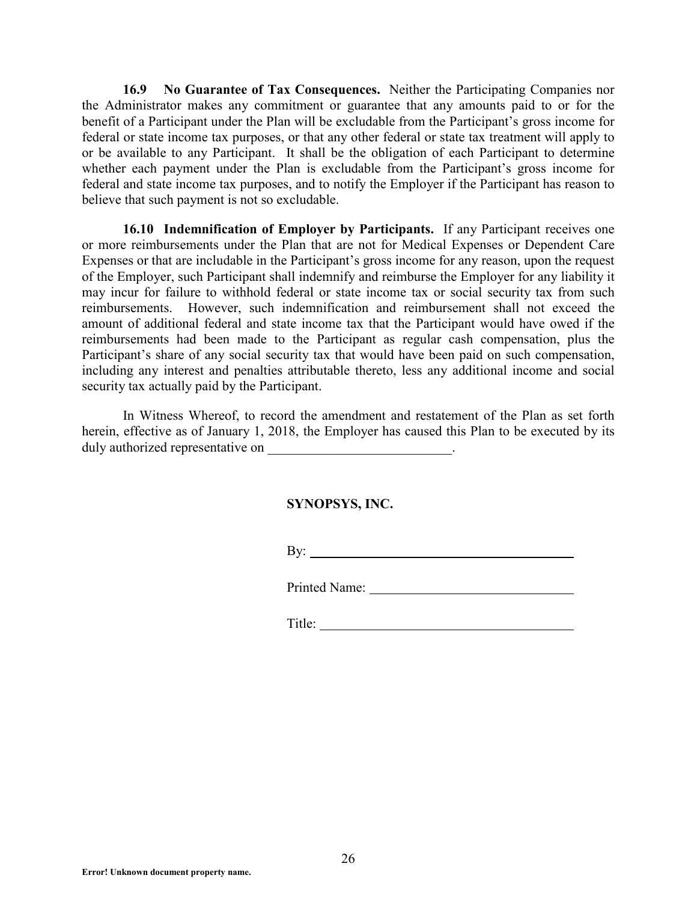**16.9 No Guarantee of Tax Consequences.** Neither the Participating Companies nor the Administrator makes any commitment or guarantee that any amounts paid to or for the benefit of a Participant under the Plan will be excludable from the Participant's gross income for federal or state income tax purposes, or that any other federal or state tax treatment will apply to or be available to any Participant. It shall be the obligation of each Participant to determine whether each payment under the Plan is excludable from the Participant's gross income for federal and state income tax purposes, and to notify the Employer if the Participant has reason to believe that such payment is not so excludable.

**16.10 Indemnification of Employer by Participants.** If any Participant receives one or more reimbursements under the Plan that are not for Medical Expenses or Dependent Care Expenses or that are includable in the Participant's gross income for any reason, upon the request of the Employer, such Participant shall indemnify and reimburse the Employer for any liability it may incur for failure to withhold federal or state income tax or social security tax from such reimbursements. However, such indemnification and reimbursement shall not exceed the amount of additional federal and state income tax that the Participant would have owed if the reimbursements had been made to the Participant as regular cash compensation, plus the Participant's share of any social security tax that would have been paid on such compensation, including any interest and penalties attributable thereto, less any additional income and social security tax actually paid by the Participant.

In Witness Whereof, to record the amendment and restatement of the Plan as set forth herein, effective as of January 1, 2018, the Employer has caused this Plan to be executed by its duly authorized representative on ___________________________.

**SYNOPSYS, INC.**

By: ________________________________________

Printed Name: ______________________________

Title: ____________________________________

**Error! Unknown document property name.**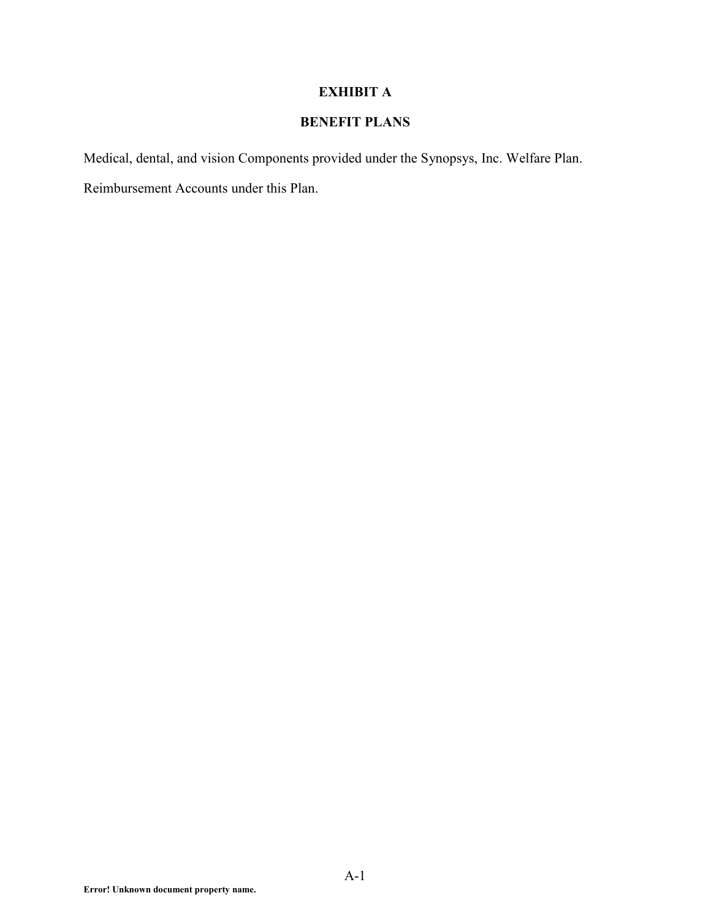# EXHIBIT A

## BENEFIT PLANS

Medical, dental, and vision Components provided under the Synopsys, Inc. Welfare Plan.

Reimbursement Accounts under this Plan.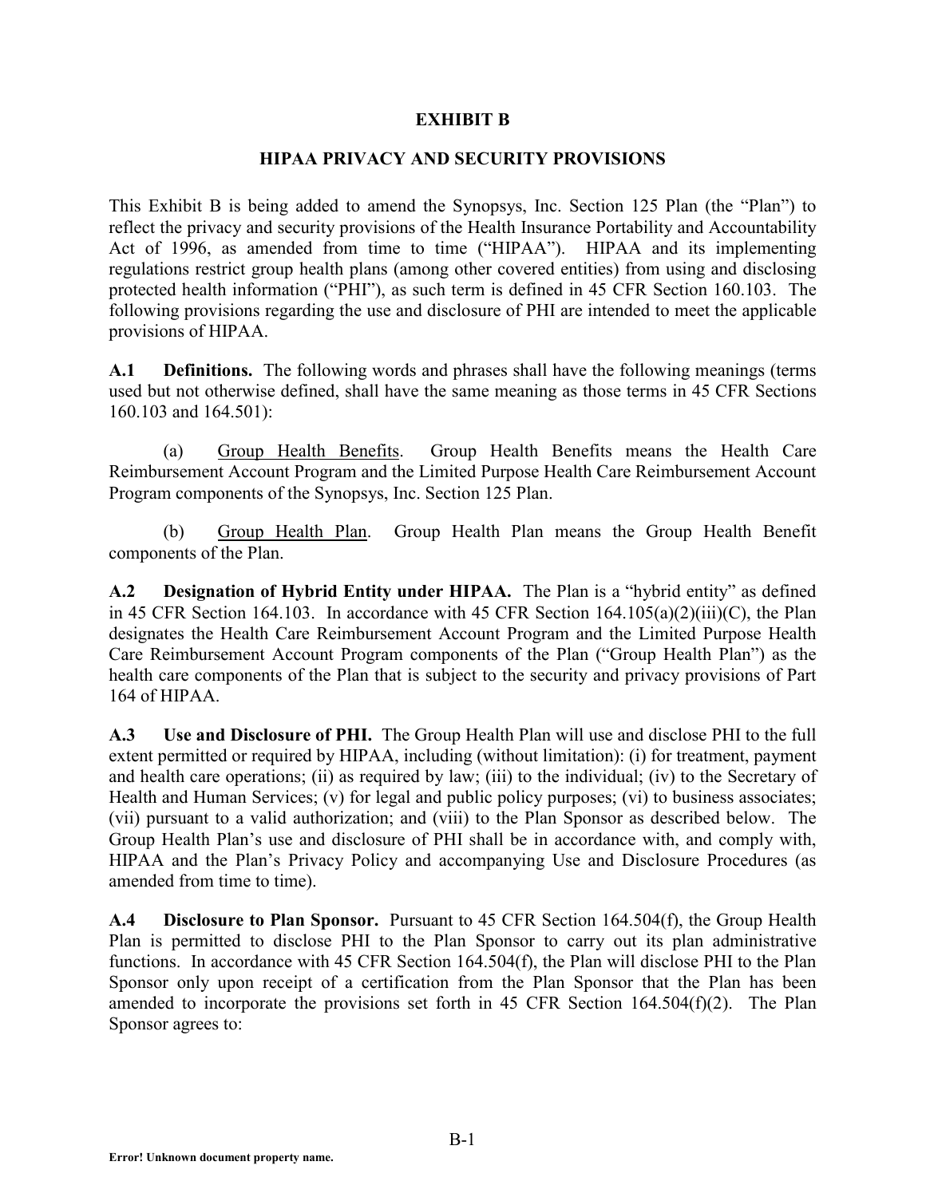# EXHIBIT B

## HIPAA PRIVACY AND SECURITY PROVISIONS

This Exhibit B is being added to amend the Synopsys, Inc. Section 125 Plan (the "Plan") to reflect the privacy and security provisions of the Health Insurance Portability and Accountability Act of 1996, as amended from time to time ("HIPAA"). HIPAA and its implementing regulations restrict group health plans (among other covered entities) from using and disclosing protected health information ("PHI"), as such term is defined in 45 CFR Section 160.103. The following provisions regarding the use and disclosure of PHI are intended to meet the applicable provisions of HIPAA.

**A.1 Definitions.** The following words and phrases shall have the following meanings (terms used but not otherwise defined, shall have the same meaning as those terms in 45 CFR Sections 160.103 and 164.501):

(a) Group Health Benefits. Group Health Benefits means the Health Care Reimbursement Account Program and the Limited Purpose Health Care Reimbursement Account Program components of the Synopsys, Inc. Section 125 Plan.

(b) Group Health Plan. Group Health Plan means the Group Health Benefit components of the Plan.

**A.2 Designation of Hybrid Entity under HIPAA.** The Plan is a "hybrid entity" as defined in 45 CFR Section 164.103. In accordance with 45 CFR Section 164.105(a)(2)(iii)(C), the Plan designates the Health Care Reimbursement Account Program and the Limited Purpose Health Care Reimbursement Account Program components of the Plan ("Group Health Plan") as the health care components of the Plan that is subject to the security and privacy provisions of Part 164 of HIPAA.

**A.3 Use and Disclosure of PHI.** The Group Health Plan will use and disclose PHI to the full extent permitted or required by HIPAA, including (without limitation): (i) for treatment, payment and health care operations; (ii) as required by law; (iii) to the individual; (iv) to the Secretary of Health and Human Services; (v) for legal and public policy purposes; (vi) to business associates; (vii) pursuant to a valid authorization; and (viii) to the Plan Sponsor as described below. The Group Health Plan's use and disclosure of PHI shall be in accordance with, and comply with, HIPAA and the Plan's Privacy Policy and accompanying Use and Disclosure Procedures (as amended from time to time).

**A.4 Disclosure to Plan Sponsor.** Pursuant to 45 CFR Section 164.504(f), the Group Health Plan is permitted to disclose PHI to the Plan Sponsor to carry out its plan administrative functions. In accordance with 45 CFR Section 164.504(f), the Plan will disclose PHI to the Plan Sponsor only upon receipt of a certification from the Plan Sponsor that the Plan has been amended to incorporate the provisions set forth in 45 CFR Section 164.504(f)(2). The Plan Sponsor agrees to: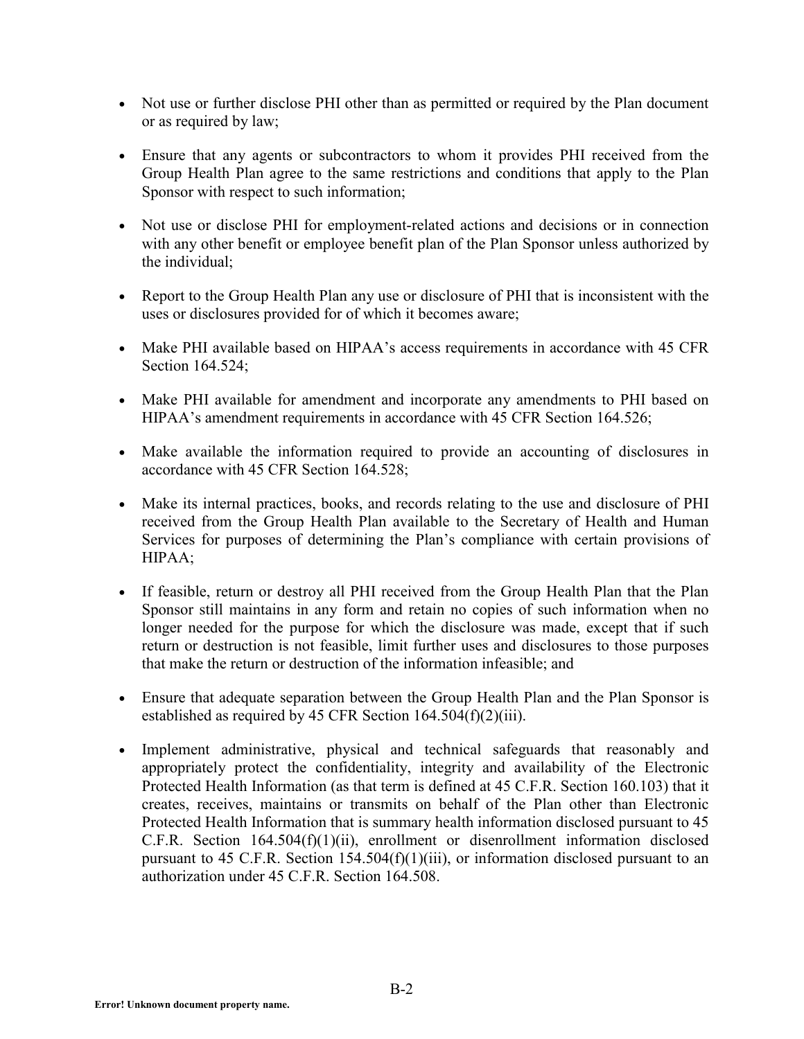- Not use or further disclose PHI other than as permitted or required by the Plan document or as required by law;
- Ensure that any agents or subcontractors to whom it provides PHI received from the Group Health Plan agree to the same restrictions and conditions that apply to the Plan Sponsor with respect to such information;
- Not use or disclose PHI for employment-related actions and decisions or in connection with any other benefit or employee benefit plan of the Plan Sponsor unless authorized by the individual;
- Report to the Group Health Plan any use or disclosure of PHI that is inconsistent with the uses or disclosures provided for of which it becomes aware;
- Make PHI available based on HIPAA's access requirements in accordance with 45 CFR Section 164.524;
- Make PHI available for amendment and incorporate any amendments to PHI based on HIPAA's amendment requirements in accordance with 45 CFR Section 164.526;
- Make available the information required to provide an accounting of disclosures in accordance with 45 CFR Section 164.528;
- Make its internal practices, books, and records relating to the use and disclosure of PHI received from the Group Health Plan available to the Secretary of Health and Human Services for purposes of determining the Plan's compliance with certain provisions of HIPAA;
- If feasible, return or destroy all PHI received from the Group Health Plan that the Plan Sponsor still maintains in any form and retain no copies of such information when no longer needed for the purpose for which the disclosure was made, except that if such return or destruction is not feasible, limit further uses and disclosures to those purposes that make the return or destruction of the information infeasible; and
- Ensure that adequate separation between the Group Health Plan and the Plan Sponsor is established as required by 45 CFR Section 164.504(f)(2)(iii).
- Implement administrative, physical and technical safeguards that reasonably and appropriately protect the confidentiality, integrity and availability of the Electronic Protected Health Information (as that term is defined at 45 C.F.R. Section 160.103) that it creates, receives, maintains or transmits on behalf of the Plan other than Electronic Protected Health Information that is summary health information disclosed pursuant to 45 C.F.R. Section 164.504(f)(1)(ii), enrollment or disenrollment information disclosed pursuant to 45 C.F.R. Section 154.504(f)(1)(iii), or information disclosed pursuant to an authorization under 45 C.F.R. Section 164.508.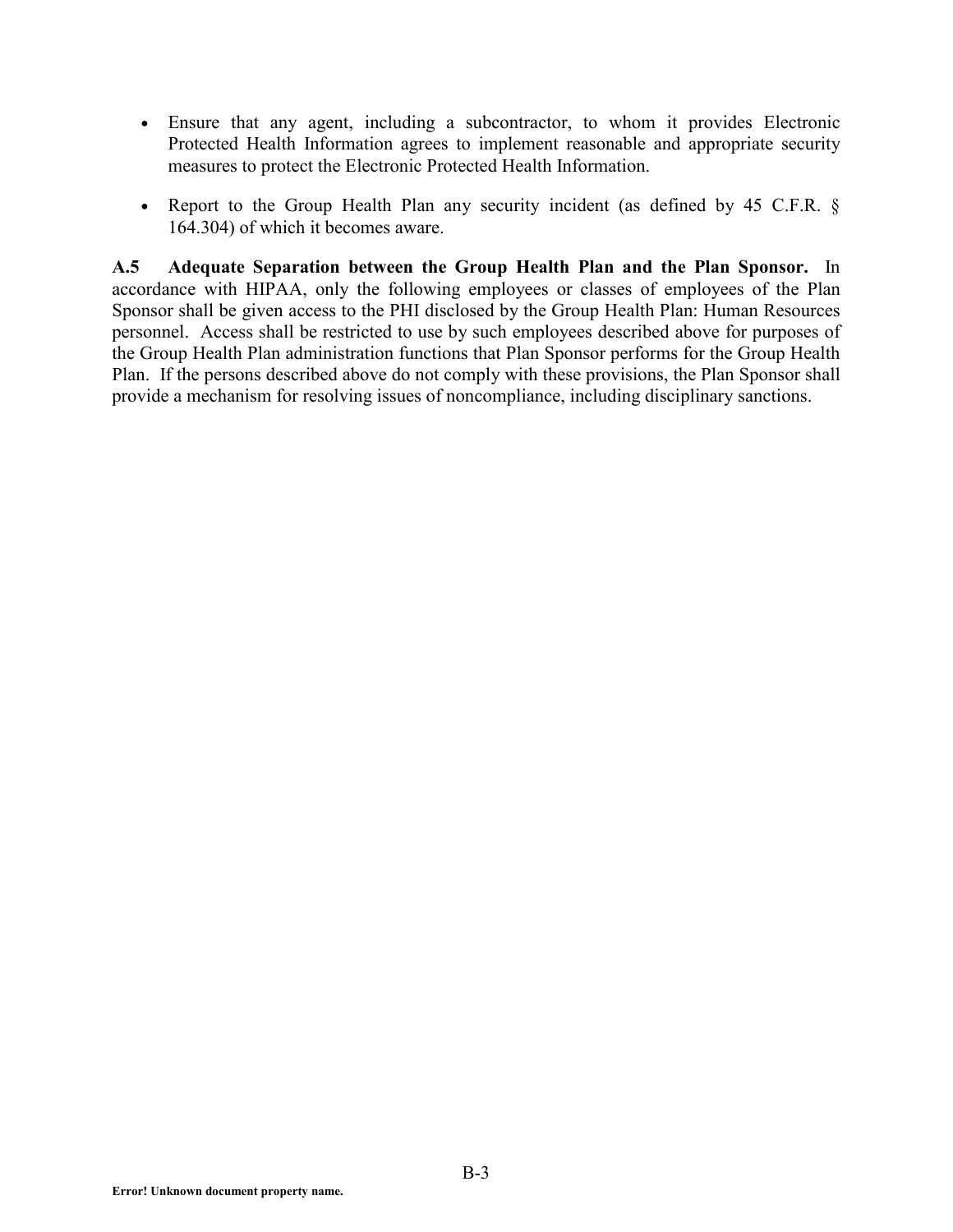- Ensure that any agent, including a subcontractor, to whom it provides Electronic Protected Health Information agrees to implement reasonable and appropriate security measures to protect the Electronic Protected Health Information.

- Report to the Group Health Plan any security incident (as defined by 45 C.F.R. § 164.304) of which it becomes aware.

**A.5 Adequate Separation between the Group Health Plan and the Plan Sponsor.** In accordance with HIPAA, only the following employees or classes of employees of the Plan Sponsor shall be given access to the PHI disclosed by the Group Health Plan: Human Resources personnel. Access shall be restricted to use by such employees described above for purposes of the Group Health Plan administration functions that Plan Sponsor performs for the Group Health Plan. If the persons described above do not comply with these provisions, the Plan Sponsor shall provide a mechanism for resolving issues of noncompliance, including disciplinary sanctions.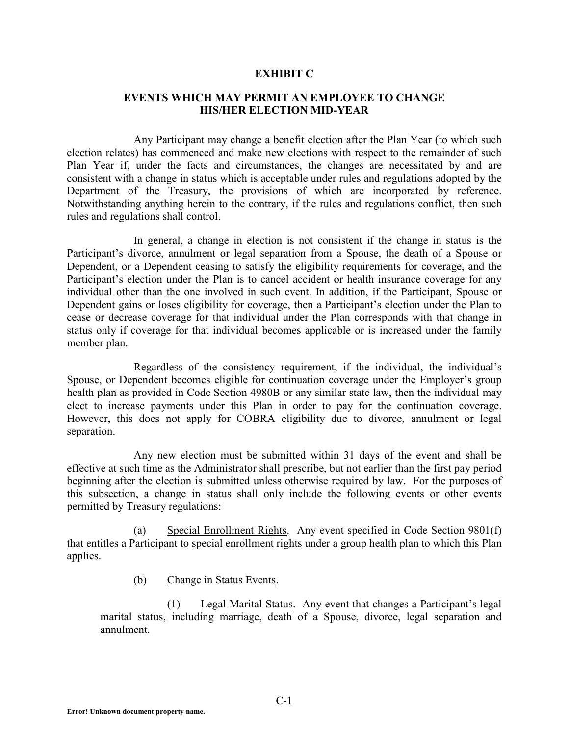# EXHIBIT C

## EVENTS WHICH MAY PERMIT AN EMPLOYEE TO CHANGE HIS/HER ELECTION MID-YEAR

Any Participant may change a benefit election after the Plan Year (to which such election relates) has commenced and make new elections with respect to the remainder of such Plan Year if, under the facts and circumstances, the changes are necessitated by and are consistent with a change in status which is acceptable under rules and regulations adopted by the Department of the Treasury, the provisions of which are incorporated by reference. Notwithstanding anything herein to the contrary, if the rules and regulations conflict, then such rules and regulations shall control.

In general, a change in election is not consistent if the change in status is the Participant's divorce, annulment or legal separation from a Spouse, the death of a Spouse or Dependent, or a Dependent ceasing to satisfy the eligibility requirements for coverage, and the Participant's election under the Plan is to cancel accident or health insurance coverage for any individual other than the one involved in such event. In addition, if the Participant, Spouse or Dependent gains or loses eligibility for coverage, then a Participant's election under the Plan to cease or decrease coverage for that individual under the Plan corresponds with that change in status only if coverage for that individual becomes applicable or is increased under the family member plan.

Regardless of the consistency requirement, if the individual, the individual's Spouse, or Dependent becomes eligible for continuation coverage under the Employer's group health plan as provided in Code Section 4980B or any similar state law, then the individual may elect to increase payments under this Plan in order to pay for the continuation coverage. However, this does not apply for COBRA eligibility due to divorce, annulment or legal separation.

Any new election must be submitted within 31 days of the event and shall be effective at such time as the Administrator shall prescribe, but not earlier than the first pay period beginning after the election is submitted unless otherwise required by law. For the purposes of this subsection, a change in status shall only include the following events or other events permitted by Treasury regulations:

(a) Special Enrollment Rights. Any event specified in Code Section 9801(f) that entitles a Participant to special enrollment rights under a group health plan to which this Plan applies.

(b) Change in Status Events.

(1) Legal Marital Status. Any event that changes a Participant's legal marital status, including marriage, death of a Spouse, divorce, legal separation and annulment.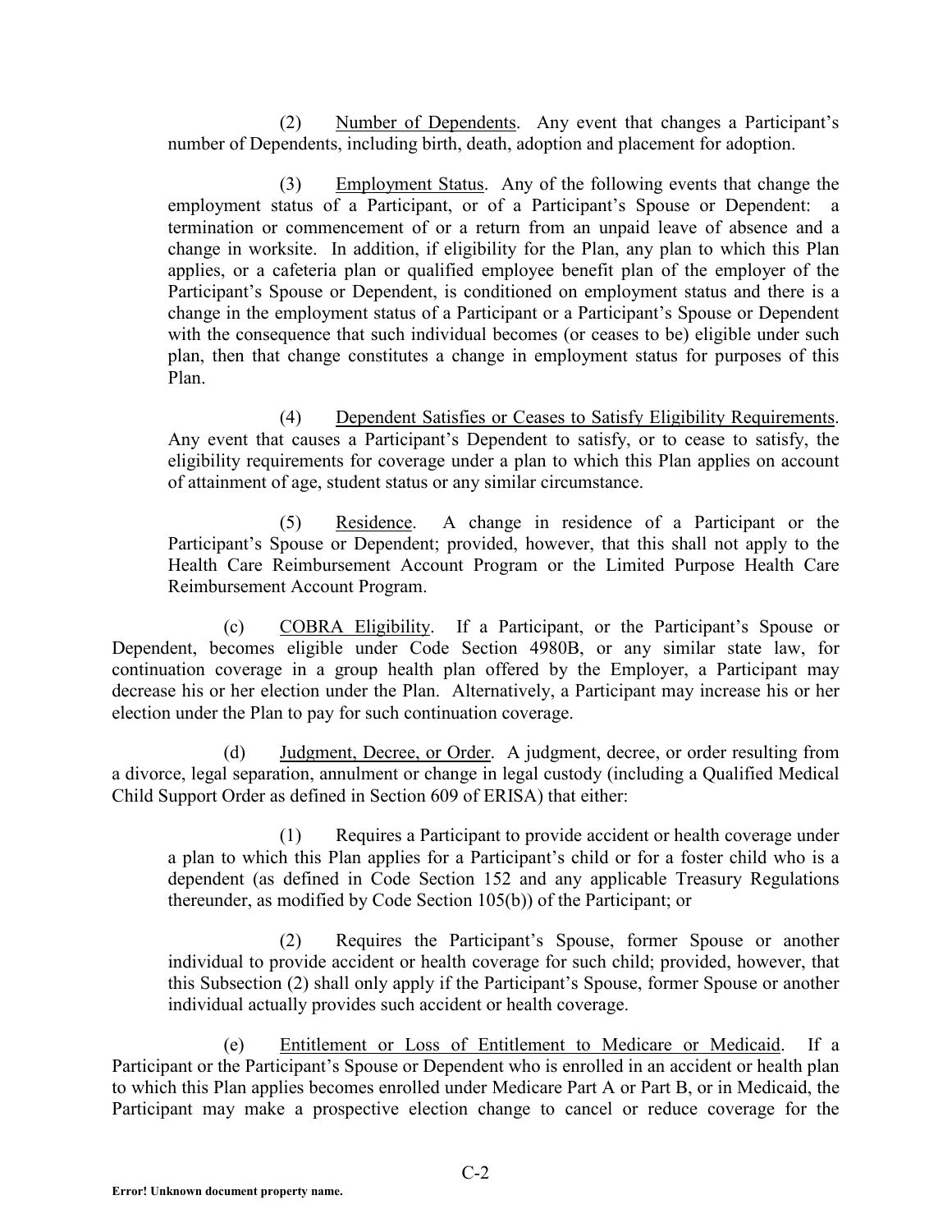(2) Number of Dependents. Any event that changes a Participant's number of Dependents, including birth, death, adoption and placement for adoption.

(3) Employment Status. Any of the following events that change the employment status of a Participant, or of a Participant's Spouse or Dependent: a termination or commencement of or a return from an unpaid leave of absence and a change in worksite. In addition, if eligibility for the Plan, any plan to which this Plan applies, or a cafeteria plan or qualified employee benefit plan of the employer of the Participant's Spouse or Dependent, is conditioned on employment status and there is a change in the employment status of a Participant or a Participant's Spouse or Dependent with the consequence that such individual becomes (or ceases to be) eligible under such plan, then that change constitutes a change in employment status for purposes of this Plan.

(4) Dependent Satisfies or Ceases to Satisfy Eligibility Requirements. Any event that causes a Participant's Dependent to satisfy, or to cease to satisfy, the eligibility requirements for coverage under a plan to which this Plan applies on account of attainment of age, student status or any similar circumstance.

(5) Residence. A change in residence of a Participant or the Participant's Spouse or Dependent; provided, however, that this shall not apply to the Health Care Reimbursement Account Program or the Limited Purpose Health Care Reimbursement Account Program.

(c) COBRA Eligibility. If a Participant, or the Participant's Spouse or Dependent, becomes eligible under Code Section 4980B, or any similar state law, for continuation coverage in a group health plan offered by the Employer, a Participant may decrease his or her election under the Plan. Alternatively, a Participant may increase his or her election under the Plan to pay for such continuation coverage.

(d) Judgment, Decree, or Order. A judgment, decree, or order resulting from a divorce, legal separation, annulment or change in legal custody (including a Qualified Medical Child Support Order as defined in Section 609 of ERISA) that either:

(1) Requires a Participant to provide accident or health coverage under a plan to which this Plan applies for a Participant's child or for a foster child who is a dependent (as defined in Code Section 152 and any applicable Treasury Regulations thereunder, as modified by Code Section 105(b)) of the Participant; or

(2) Requires the Participant's Spouse, former Spouse or another individual to provide accident or health coverage for such child; provided, however, that this Subsection (2) shall only apply if the Participant's Spouse, former Spouse or another individual actually provides such accident or health coverage.

(e) Entitlement or Loss of Entitlement to Medicare or Medicaid. If a Participant or the Participant's Spouse or Dependent who is enrolled in an accident or health plan to which this Plan applies becomes enrolled under Medicare Part A or Part B, or in Medicaid, the Participant may make a prospective election change to cancel or reduce coverage for the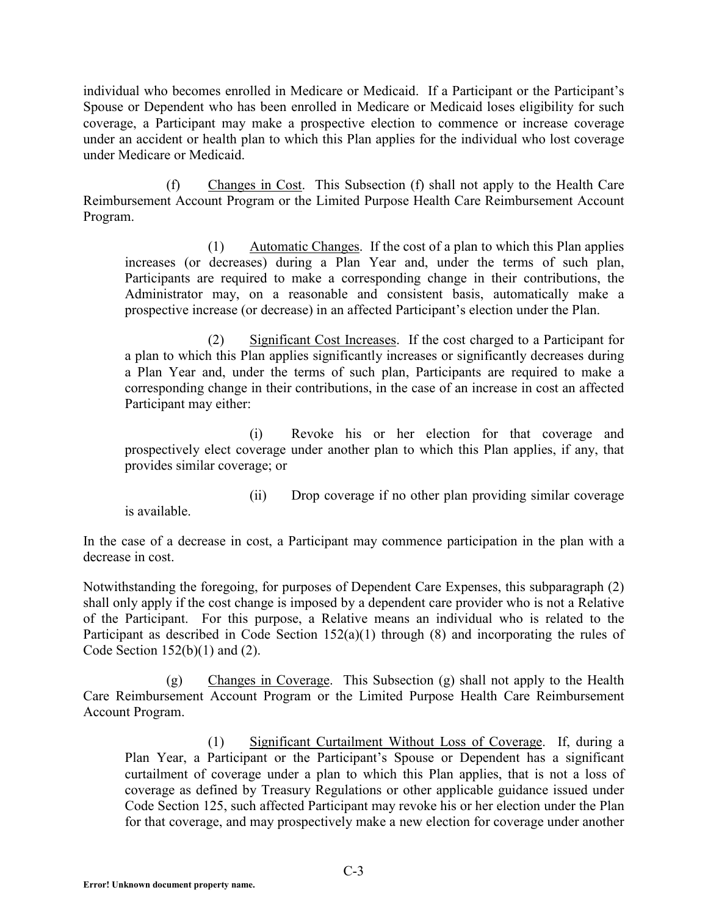individual who becomes enrolled in Medicare or Medicaid. If a Participant or the Participant's Spouse or Dependent who has been enrolled in Medicare or Medicaid loses eligibility for such coverage, a Participant may make a prospective election to commence or increase coverage under an accident or health plan to which this Plan applies for the individual who lost coverage under Medicare or Medicaid.

(f) Changes in Cost. This Subsection (f) shall not apply to the Health Care Reimbursement Account Program or the Limited Purpose Health Care Reimbursement Account Program.

(1) Automatic Changes. If the cost of a plan to which this Plan applies increases (or decreases) during a Plan Year and, under the terms of such plan, Participants are required to make a corresponding change in their contributions, the Administrator may, on a reasonable and consistent basis, automatically make a prospective increase (or decrease) in an affected Participant's election under the Plan.

(2) Significant Cost Increases. If the cost charged to a Participant for a plan to which this Plan applies significantly increases or significantly decreases during a Plan Year and, under the terms of such plan, Participants are required to make a corresponding change in their contributions, in the case of an increase in cost an affected Participant may either:

(i) Revoke his or her election for that coverage and prospectively elect coverage under another plan to which this Plan applies, if any, that provides similar coverage; or

(ii) Drop coverage if no other plan providing similar coverage is available.

In the case of a decrease in cost, a Participant may commence participation in the plan with a decrease in cost.

Notwithstanding the foregoing, for purposes of Dependent Care Expenses, this subparagraph (2) shall only apply if the cost change is imposed by a dependent care provider who is not a Relative of the Participant. For this purpose, a Relative means an individual who is related to the Participant as described in Code Section 152(a)(1) through (8) and incorporating the rules of Code Section 152(b)(1) and (2).

(g) Changes in Coverage. This Subsection (g) shall not apply to the Health Care Reimbursement Account Program or the Limited Purpose Health Care Reimbursement Account Program.

(1) Significant Curtailment Without Loss of Coverage. If, during a Plan Year, a Participant or the Participant's Spouse or Dependent has a significant curtailment of coverage under a plan to which this Plan applies, that is not a loss of coverage as defined by Treasury Regulations or other applicable guidance issued under Code Section 125, such affected Participant may revoke his or her election under the Plan for that coverage, and may prospectively make a new election for coverage under another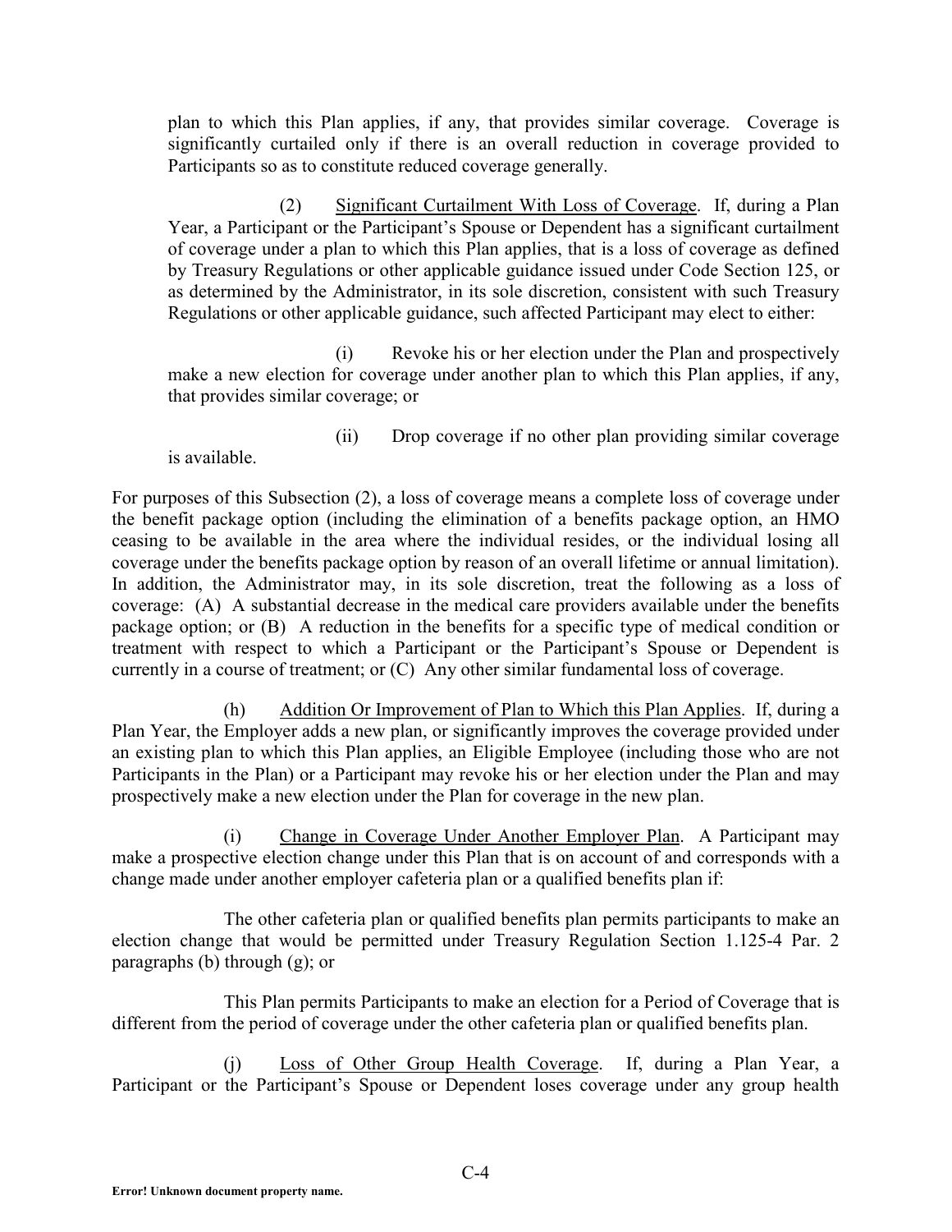plan to which this Plan applies, if any, that provides similar coverage. Coverage is significantly curtailed only if there is an overall reduction in coverage provided to Participants so as to constitute reduced coverage generally.

(2) Significant Curtailment With Loss of Coverage. If, during a Plan Year, a Participant or the Participant's Spouse or Dependent has a significant curtailment of coverage under a plan to which this Plan applies, that is a loss of coverage as defined by Treasury Regulations or other applicable guidance issued under Code Section 125, or as determined by the Administrator, in its sole discretion, consistent with such Treasury Regulations or other applicable guidance, such affected Participant may elect to either:

(i) Revoke his or her election under the Plan and prospectively make a new election for coverage under another plan to which this Plan applies, if any, that provides similar coverage; or

(ii) Drop coverage if no other plan providing similar coverage is available.

For purposes of this Subsection (2), a loss of coverage means a complete loss of coverage under the benefit package option (including the elimination of a benefits package option, an HMO ceasing to be available in the area where the individual resides, or the individual losing all coverage under the benefits package option by reason of an overall lifetime or annual limitation). In addition, the Administrator may, in its sole discretion, treat the following as a loss of coverage: (A) A substantial decrease in the medical care providers available under the benefits package option; or (B) A reduction in the benefits for a specific type of medical condition or treatment with respect to which a Participant or the Participant's Spouse or Dependent is currently in a course of treatment; or (C) Any other similar fundamental loss of coverage.

(h) Addition Or Improvement of Plan to Which this Plan Applies. If, during a Plan Year, the Employer adds a new plan, or significantly improves the coverage provided under an existing plan to which this Plan applies, an Eligible Employee (including those who are not Participants in the Plan) or a Participant may revoke his or her election under the Plan and may prospectively make a new election under the Plan for coverage in the new plan.

(i) Change in Coverage Under Another Employer Plan. A Participant may make a prospective election change under this Plan that is on account of and corresponds with a change made under another employer cafeteria plan or a qualified benefits plan if:

The other cafeteria plan or qualified benefits plan permits participants to make an election change that would be permitted under Treasury Regulation Section 1.125-4 Par. 2 paragraphs (b) through (g); or

This Plan permits Participants to make an election for a Period of Coverage that is different from the period of coverage under the other cafeteria plan or qualified benefits plan.

(j) Loss of Other Group Health Coverage. If, during a Plan Year, a Participant or the Participant's Spouse or Dependent loses coverage under any group health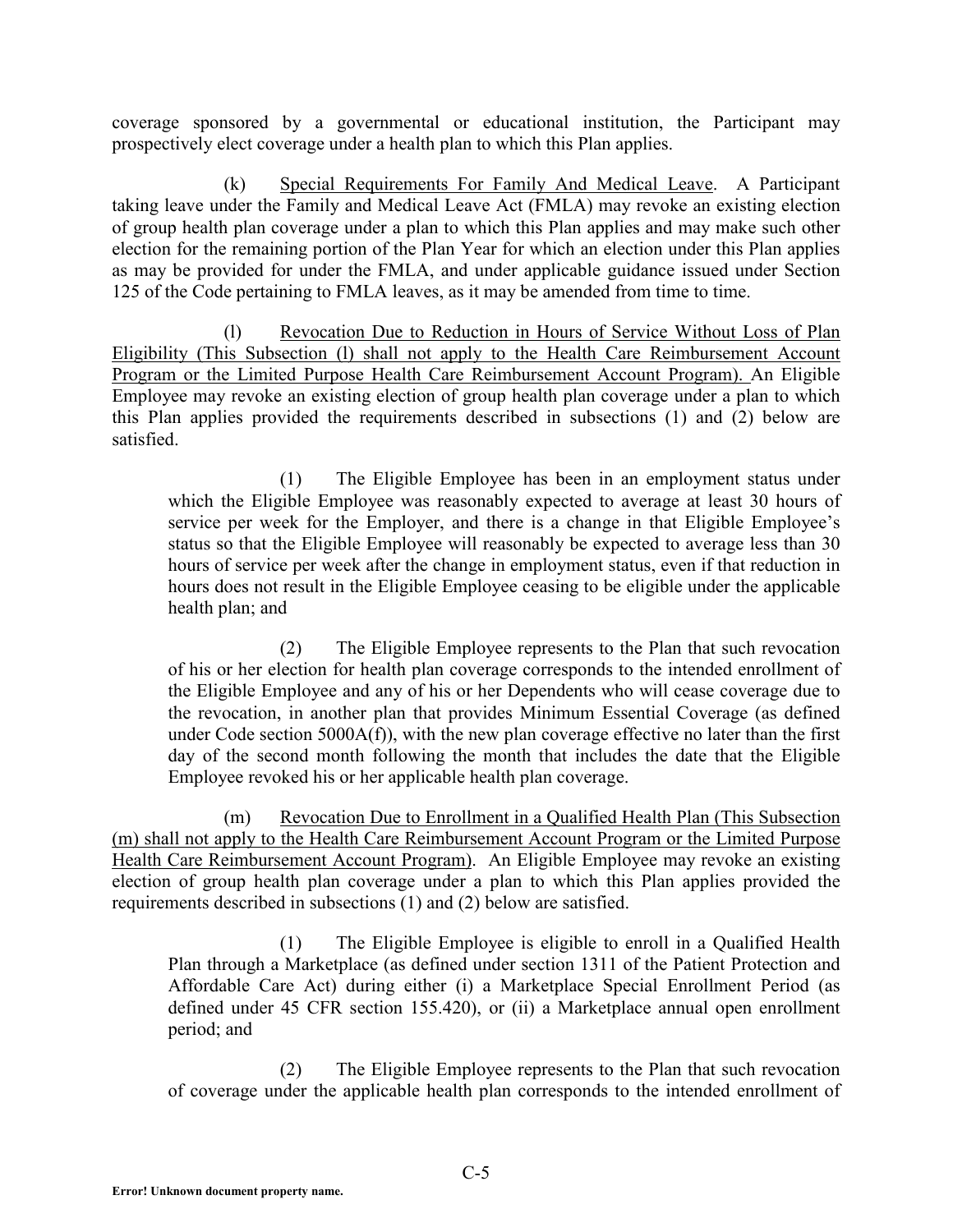coverage sponsored by a governmental or educational institution, the Participant may prospectively elect coverage under a health plan to which this Plan applies.

(k) Special Requirements For Family And Medical Leave. A Participant taking leave under the Family and Medical Leave Act (FMLA) may revoke an existing election of group health plan coverage under a plan to which this Plan applies and may make such other election for the remaining portion of the Plan Year for which an election under this Plan applies as may be provided for under the FMLA, and under applicable guidance issued under Section 125 of the Code pertaining to FMLA leaves, as it may be amended from time to time.

(l) Revocation Due to Reduction in Hours of Service Without Loss of Plan Eligibility (This Subsection (l) shall not apply to the Health Care Reimbursement Account Program or the Limited Purpose Health Care Reimbursement Account Program). An Eligible Employee may revoke an existing election of group health plan coverage under a plan to which this Plan applies provided the requirements described in subsections (1) and (2) below are satisfied.

(1) The Eligible Employee has been in an employment status under which the Eligible Employee was reasonably expected to average at least 30 hours of service per week for the Employer, and there is a change in that Eligible Employee's status so that the Eligible Employee will reasonably be expected to average less than 30 hours of service per week after the change in employment status, even if that reduction in hours does not result in the Eligible Employee ceasing to be eligible under the applicable health plan; and

(2) The Eligible Employee represents to the Plan that such revocation of his or her election for health plan coverage corresponds to the intended enrollment of the Eligible Employee and any of his or her Dependents who will cease coverage due to the revocation, in another plan that provides Minimum Essential Coverage (as defined under Code section 5000A(f)), with the new plan coverage effective no later than the first day of the second month following the month that includes the date that the Eligible Employee revoked his or her applicable health plan coverage.

(m) Revocation Due to Enrollment in a Qualified Health Plan (This Subsection (m) shall not apply to the Health Care Reimbursement Account Program or the Limited Purpose Health Care Reimbursement Account Program). An Eligible Employee may revoke an existing election of group health plan coverage under a plan to which this Plan applies provided the requirements described in subsections (1) and (2) below are satisfied.

(1) The Eligible Employee is eligible to enroll in a Qualified Health Plan through a Marketplace (as defined under section 1311 of the Patient Protection and Affordable Care Act) during either (i) a Marketplace Special Enrollment Period (as defined under 45 CFR section 155.420), or (ii) a Marketplace annual open enrollment period; and

(2) The Eligible Employee represents to the Plan that such revocation of coverage under the applicable health plan corresponds to the intended enrollment of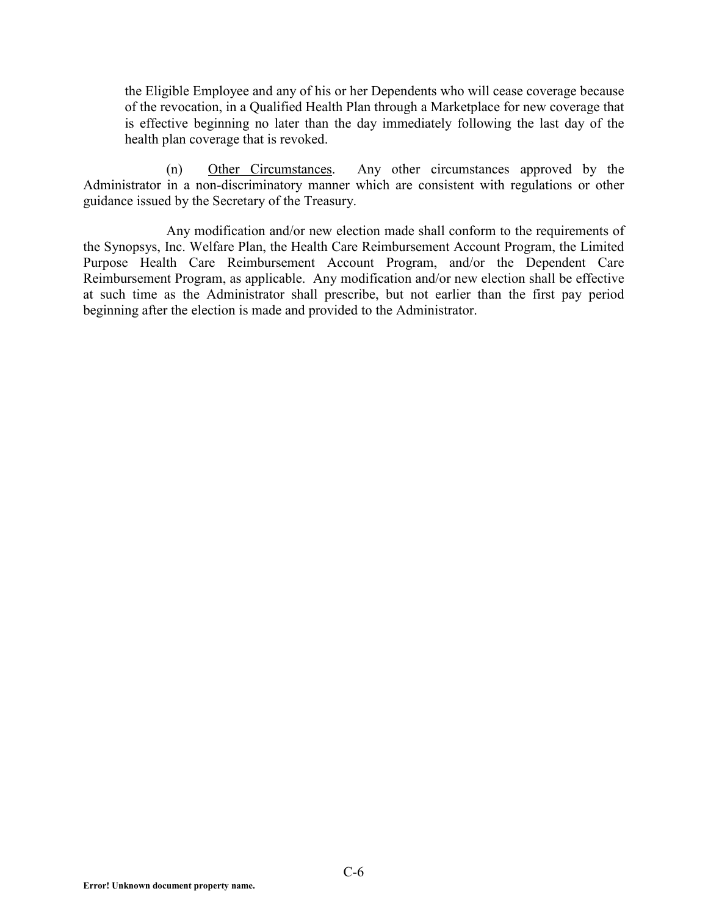the Eligible Employee and any of his or her Dependents who will cease coverage because of the revocation, in a Qualified Health Plan through a Marketplace for new coverage that is effective beginning no later than the day immediately following the last day of the health plan coverage that is revoked.

(n) Other Circumstances. Any other circumstances approved by the Administrator in a non-discriminatory manner which are consistent with regulations or other guidance issued by the Secretary of the Treasury.

Any modification and/or new election made shall conform to the requirements of the Synopsys, Inc. Welfare Plan, the Health Care Reimbursement Account Program, the Limited Purpose Health Care Reimbursement Account Program, and/or the Dependent Care Reimbursement Program, as applicable. Any modification and/or new election shall be effective at such time as the Administrator shall prescribe, but not earlier than the first pay period beginning after the election is made and provided to the Administrator.

**Error! Unknown document property name.**